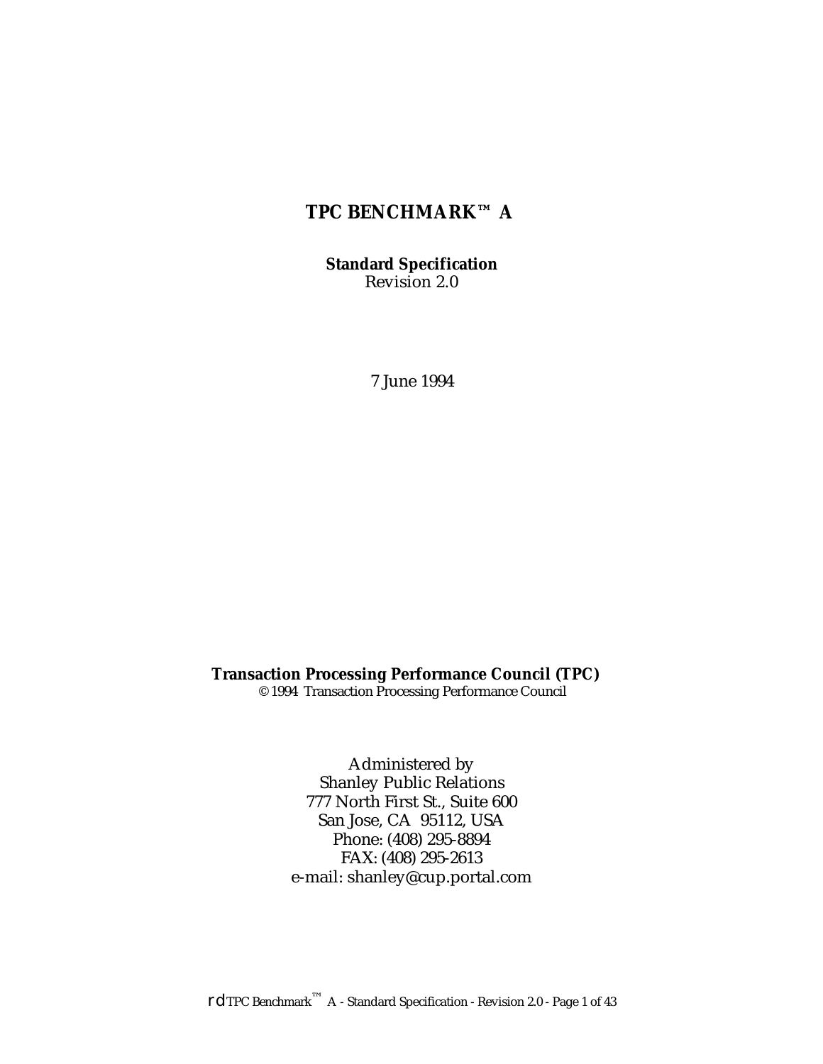# TPC BENCHMARK™ A

**Standard Specification**
Revision 2.0

7 June 1994

**Transaction Processing Performance Council (TPC)**
© 1994 Transaction Processing Performance Council

Administered by
Shanley Public Relations
777 North First St., Suite 600
San Jose, CA 95112, USA
Phone: (408) 295-8894
FAX: (408) 295-2613
e-mail: shanley@cup.portal.com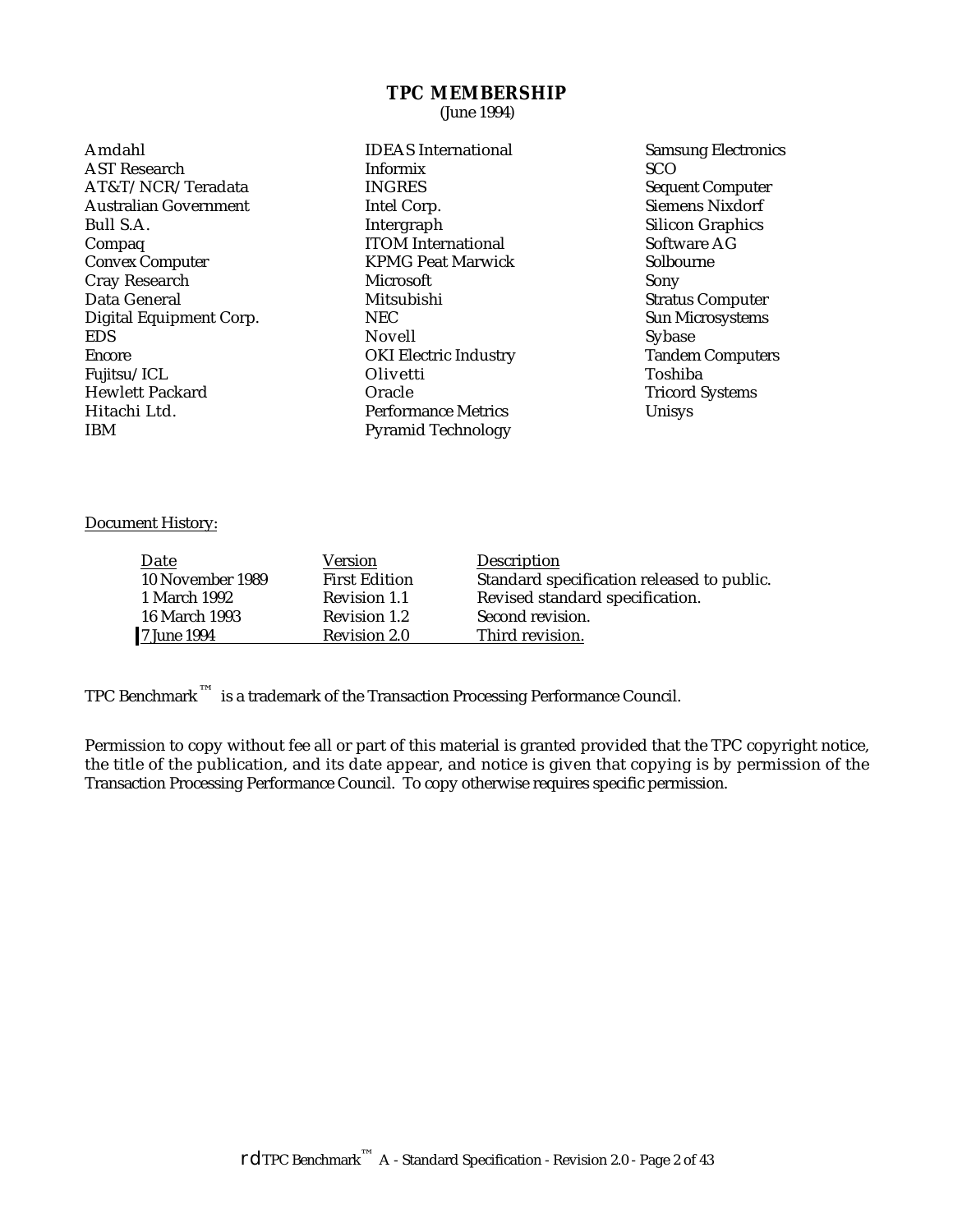## TPC MEMBERSHIP

(June 1994)

Amdahl
AST Research
AT&T/NCR/Teradata
Australian Government
Bull S.A.
Compaq
Convex Computer
Cray Research
Data General
Digital Equipment Corp.
EDS
Encore
Fujitsu/ICL
Hewlett Packard
Hitachi Ltd.
IBM
IDEAS International
Informix
INGRES
Intel Corp.
Intergraph
ITOM International
KPMG Peat Marwick
Microsoft
Mitsubishi
NEC
Novell
OKI Electric Industry
Olivetti
Oracle
Performance Metrics
Pyramid Technology
Samsung Electronics
SCO
Sequent Computer
Siemens Nixdorf
Silicon Graphics
Software AG
Solbourne
Sony
Stratus Computer
Sun Microsystems
Sybase
Tandem Computers
Toshiba
Tricord Systems
Unisys

Document History:

| Date | Version | Description |
|---|---|---|
| 10 November 1989 | First Edition | Standard specification released to public. |
| 1 March 1992 | Revision 1.1 | Revised standard specification. |
| 16 March 1993 | Revision 1.2 | Second revision. |
| 7 June 1994 | Revision 2.0 | Third revision. |

TPC Benchmark™ is a trademark of the Transaction Processing Performance Council.

Permission to copy without fee all or part of this material is granted provided that the TPC copyright notice, the title of the publication, and its date appear, and notice is given that copying is by permission of the Transaction Processing Performance Council. To copy otherwise requires specific permission.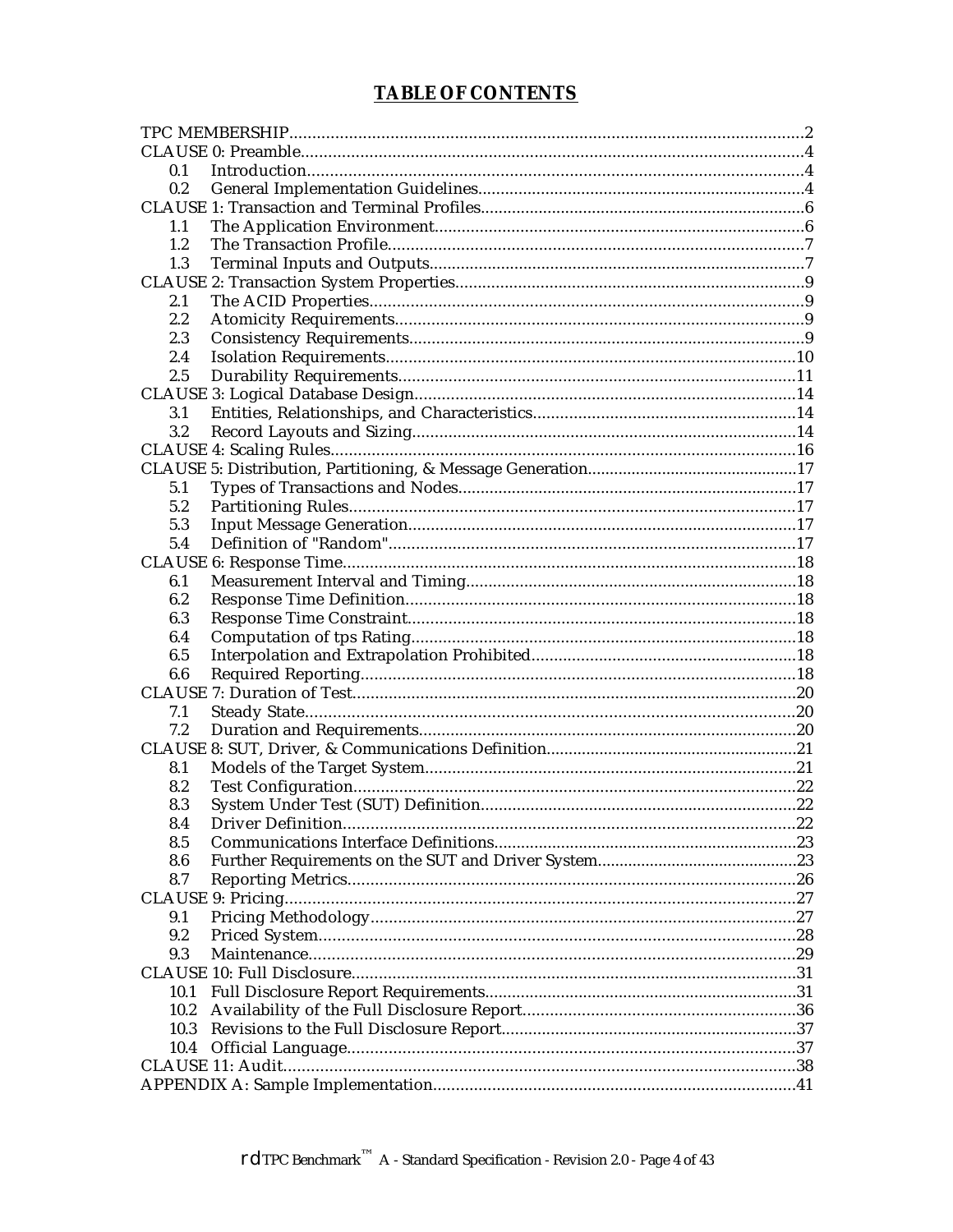# TABLE OF CONTENTS

TPC MEMBERSHIP................................................................................................................2
CLAUSE 0: Preamble..............................................................................................................4
- 0.1 Introduction............................................................................................................4
- 0.2 General Implementation Guidelines........................................................................4

CLAUSE 1: Transaction and Terminal Profiles........................................................................6
- 1.1 The Application Environment.................................................................................6
- 1.2 The Transaction Profile...........................................................................................7
- 1.3 Terminal Inputs and Outputs..................................................................................7

CLAUSE 2: Transaction System Properties.............................................................................9
- 2.1 The ACID Properties...............................................................................................9
- 2.2 Atomicity Requirements.........................................................................................9
- 2.3 Consistency Requirements......................................................................................9
- 2.4 Isolation Requirements..........................................................................................10
- 2.5 Durability Requirements.......................................................................................11

CLAUSE 3: Logical Database Design....................................................................................14
- 3.1 Entities, Relationships, and Characteristics..........................................................14
- 3.2 Record Layouts and Sizing....................................................................................14

CLAUSE 4: Scaling Rules......................................................................................................16
CLAUSE 5: Distribution, Partitioning, & Message Generation..............................................17
- 5.1 Types of Transactions and Nodes..........................................................................17
- 5.2 Partitioning Rules..................................................................................................17
- 5.3 Input Message Generation.....................................................................................17
- 5.4 Definition of "Random".........................................................................................17

CLAUSE 6: Response Time...................................................................................................18
- 6.1 Measurement Interval and Timing.........................................................................18
- 6.2 Response Time Definition.....................................................................................18
- 6.3 Response Time Constraint.....................................................................................18
- 6.4 Computation of tps Rating.....................................................................................18
- 6.5 Interpolation and Extrapolation Prohibited...........................................................18
- 6.6 Required Reporting................................................................................................18

CLAUSE 7: Duration of Test..................................................................................................20
- 7.1 Steady State...........................................................................................................20
- 7.2 Duration and Requirements...................................................................................20

CLAUSE 8: SUT, Driver, & Communications Definition........................................................21
- 8.1 Models of the Target System.................................................................................21
- 8.2 Test Configuration.................................................................................................22
- 8.3 System Under Test (SUT) Definition......................................................................22
- 8.4 Driver Definition....................................................................................................22
- 8.5 Communications Interface Definitions...................................................................23
- 8.6 Further Requirements on the SUT and Driver System............................................23
- 8.7 Reporting Metrics..................................................................................................26

CLAUSE 9: Pricing................................................................................................................27
- 9.1 Pricing Methodology.............................................................................................27
- 9.2 Priced System........................................................................................................28
- 9.3 Maintenance..........................................................................................................29

CLAUSE 10: Full Disclosure..................................................................................................31
- 10.1 Full Disclosure Report Requirements....................................................................31
- 10.2 Availability of the Full Disclosure Report.............................................................36
- 10.3 Revisions to the Full Disclosure Report.................................................................37
- 10.4 Official Language..................................................................................................37

CLAUSE 11: Audit................................................................................................................38
APPENDIX A: Sample Implementation................................................................................41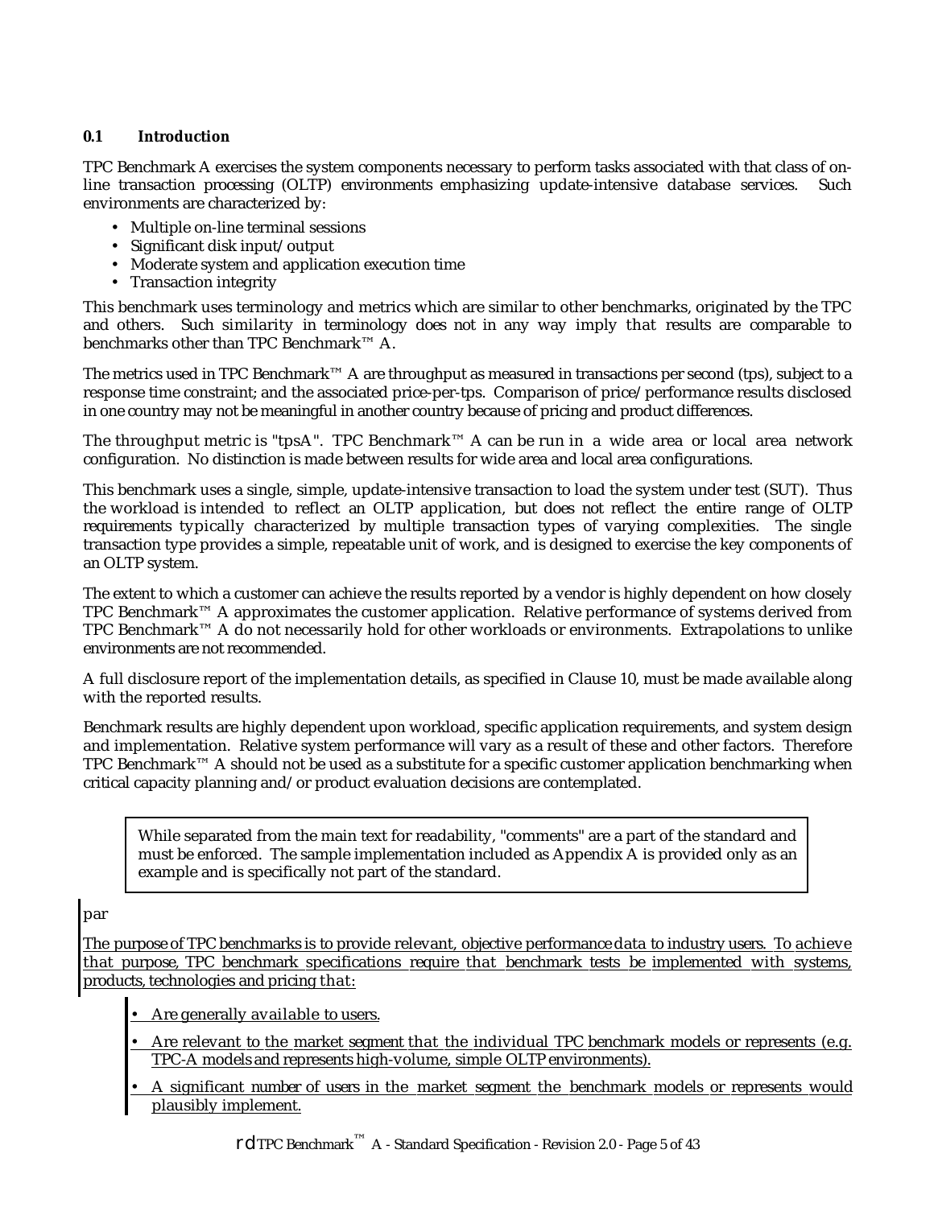### 0.1 Introduction

TPC Benchmark A exercises the system components necessary to perform tasks associated with that class of on-line transaction processing (OLTP) environments emphasizing update-intensive database services. Such environments are characterized by:

- Multiple on-line terminal sessions
- Significant disk input/output
- Moderate system and application execution time
- Transaction integrity

This benchmark uses terminology and metrics which are similar to other benchmarks, originated by the TPC and others. Such similarity in terminology does not in any way imply that results are comparable to benchmarks other than TPC Benchmark™ A.

The metrics used in TPC Benchmark™ A are throughput as measured in transactions per second (tps), subject to a response time constraint; and the associated price-per-tps. Comparison of price/performance results disclosed in one country may not be meaningful in another country because of pricing and product differences.

The throughput metric is "tpsA". TPC Benchmark™ A can be run in a wide area or local area network configuration. No distinction is made between results for wide area and local area configurations.

This benchmark uses a single, simple, update-intensive transaction to load the system under test (SUT). Thus the workload is intended to reflect an OLTP application, but does not reflect the entire range of OLTP requirements typically characterized by multiple transaction types of varying complexities. The single transaction type provides a simple, repeatable unit of work, and is designed to exercise the key components of an OLTP system.

The extent to which a customer can achieve the results reported by a vendor is highly dependent on how closely TPC Benchmark™ A approximates the customer application. Relative performance of systems derived from TPC Benchmark™ A do not necessarily hold for other workloads or environments. Extrapolations to unlike environments are not recommended.

A full disclosure report of the implementation details, as specified in Clause 10, must be made available along with the reported results.

Benchmark results are highly dependent upon workload, specific application requirements, and system design and implementation. Relative system performance will vary as a result of these and other factors. Therefore TPC Benchmark™ A should not be used as a substitute for a specific customer application benchmarking when critical capacity planning and/or product evaluation decisions are contemplated.

> While separated from the main text for readability, "comments" are a part of the standard and must be enforced. The sample implementation included as Appendix A is provided only as an example and is specifically not part of the standard.

par

The purpose of TPC benchmarks is to provide relevant, objective performance data to industry users. To achieve that purpose, TPC benchmark specifications require that benchmark tests be implemented with systems, products, technologies and pricing that:

- Are generally available to users.
- Are relevant to the market segment that the individual TPC benchmark models or represents (e.g. TPC-A models and represents high-volume, simple OLTP environments).
- A significant number of users in the market segment the benchmark models or represents would plausibly implement.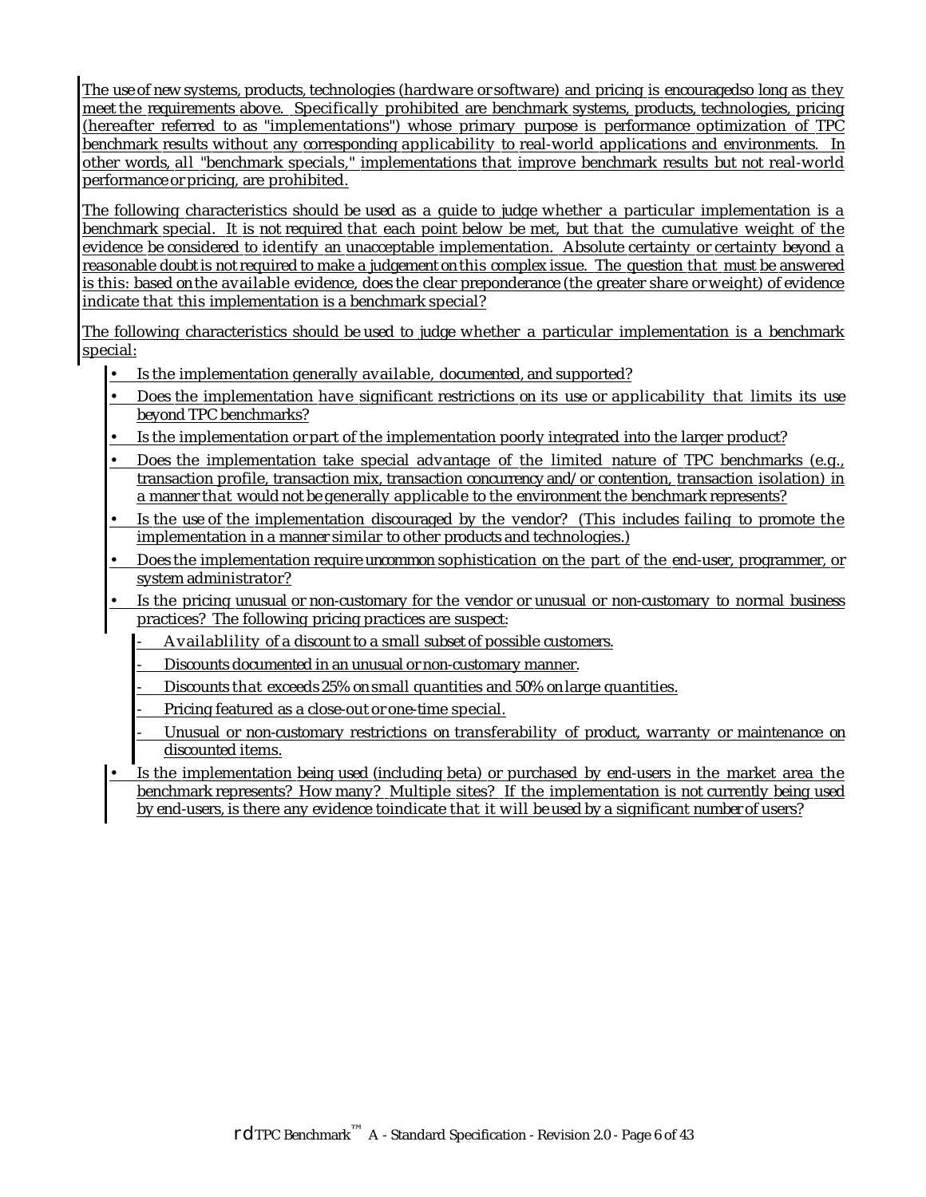The use of new systems, products, technologies (hardware or software) and pricing is encouragedso long as they meet the requirements above. Specifically prohibited are benchmark systems, products, technologies, pricing (hereafter referred to as "implementations") whose primary purpose is performance optimization of TPC benchmark results without any corresponding applicability to real-world applications and environments. In other words, all "benchmark specials," implementations that improve benchmark results but not real-world performance or pricing, are prohibited.

The following characteristics should be used as a guide to judge whether a particular implementation is a benchmark special. It is not required that each point below be met, but that the cumulative weight of the evidence be considered to identify an unacceptable implementation. Absolute certainty or certainty beyond a reasonable doubt is not required to make a judgement on this complex issue. The question that must be answered is this: based on the available evidence, does the clear preponderance (the greater share or weight) of evidence indicate that this implementation is a benchmark special?

The following characteristics should be used to judge whether a particular implementation is a benchmark special:

- Is the implementation generally available, documented, and supported?
- Does the implementation have significant restrictions on its use or applicability that limits its use beyond TPC benchmarks?
- Is the implementation or part of the implementation poorly integrated into the larger product?
- Does the implementation take special advantage of the limited nature of TPC benchmarks (e.g., transaction profile, transaction mix, transaction concurrency and/or contention, transaction isolation) in a manner that would not be generally applicable to the environment the benchmark represents?
- Is the use of the implementation discouraged by the vendor? (This includes failing to promote the implementation in a manner similar to other products and technologies.)
- Does the implementation require uncommon sophistication on the part of the end-user, programmer, or system administrator?
- Is the pricing unusual or non-customary for the vendor or unusual or non-customary to normal business practices? The following pricing practices are suspect:
    - Availablility of a discount to a small subset of possible customers.
    - Discounts documented in an unusual or non-customary manner.
    - Discounts that exceeds 25% on small quantities and 50% on large quantities.
    - Pricing featured as a close-out or one-time special.
    - Unusual or non-customary restrictions on transferability of product, warranty or maintenance on discounted items.
- Is the implementation being used (including beta) or purchased by end-users in the market area the benchmark represents? How many? Multiple sites? If the implementation is not currently being used by end-users, is there any evidence toindicate that it will be used by a significant number of users?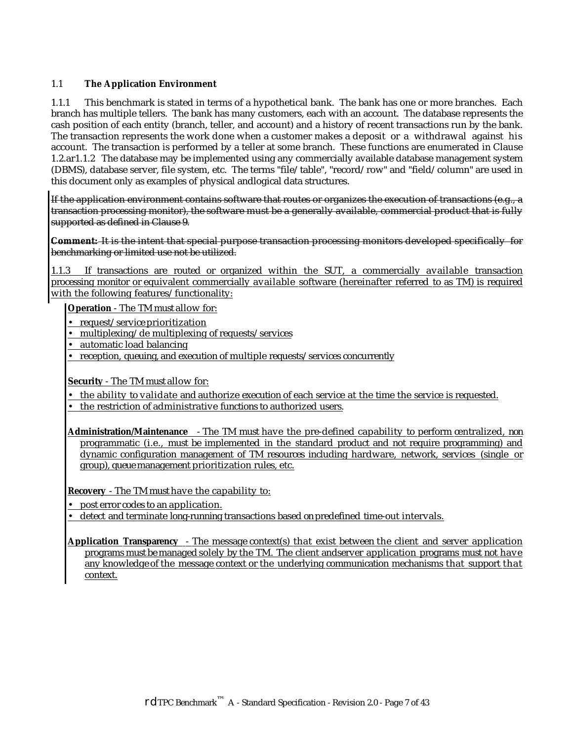## 1.1 The Application Environment

1.1.1 This benchmark is stated in terms of a hypothetical bank. The bank has one or more branches. Each branch has multiple tellers. The bank has many customers, each with an account. The database represents the cash position of each entity (branch, teller, and account) and a history of recent transactions run by the bank. The transaction represents the work done when a customer makes a deposit or a withdrawal against his account. The transaction is performed by a teller at some branch. These functions are enumerated in Clause 1.2.ar1.1.2 The database may be implemented using any commercially available database management system (DBMS), database server, file system, etc. The terms "file/table", "record/row" and "field/column" are used in this document only as examples of physical andlogical data structures.

~~If the application environment contains software that routes or organizes the execution of transactions (e.g., a transaction processing monitor), the software must be a generally available, commercial product that is fully supported as defined in Clause 9.~~

~~**Comment:** It is the intent that special purpose transaction processing monitors developed specifically for benchmarking or limited use not be utilized.~~

1.1.3 If transactions are routed or organized within the SUT, a commercially available transaction processing monitor or equivalent commercially available software (hereinafter referred to as TM) is required with the following features/functionality:

**Operation** - The TM must allow for:

- request/service prioritization
- multiplexing/de multiplexing of requests/services
- automatic load balancing
- reception, queuing, and execution of multiple requests/services concurrently

**Security** - The TM must allow for:

- the ability to validate and authorize execution of each service at the time the service is requested.
- the restriction of administrative functions to authorized users.

**Administration/Maintenance** - The TM must have the pre-defined capability to perform centralized, non programmatic (i.e., must be implemented in the standard product and not require programming) and dynamic configuration management of TM resources including hardware, network, services (single or group), queue management prioritization rules, etc.

**Recovery** - The TM must have the capability to:

- post error codes to an application.
- detect and terminate long-running transactions based on predefined time-out intervals.

**Application Transparency** - The message context(s) that exist between the client and server application programs must be managed solely by the TM. The client andserver application programs must not have any knowledge of the message context or the underlying communication mechanisms that support that context.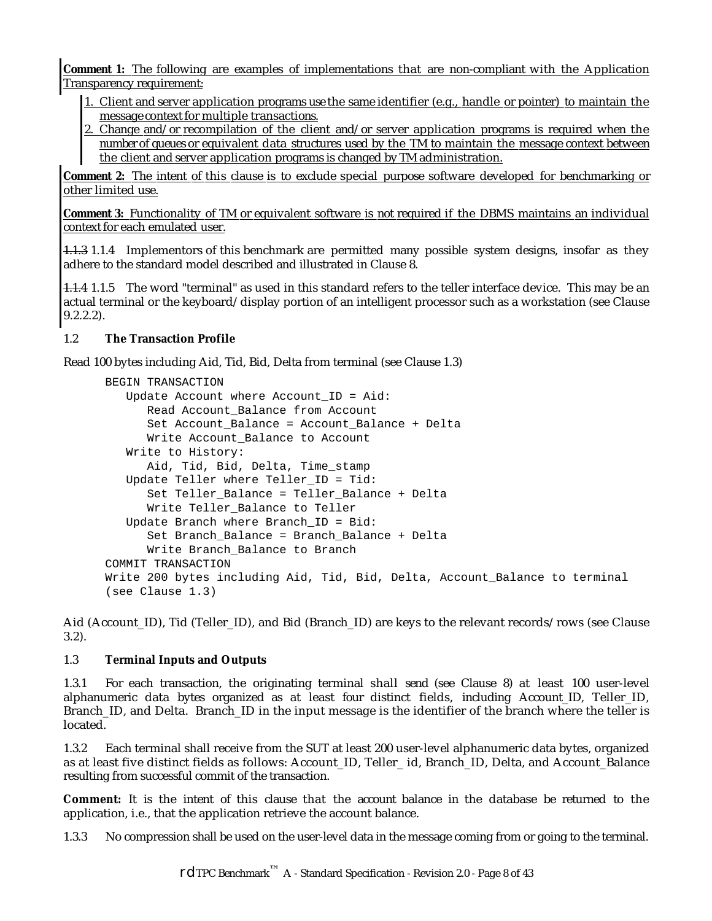**Comment 1:** The following are examples of implementations that are non-compliant with the Application Transparency requirement:

1. Client and server application programs use the same identifier (e.g., handle or pointer) to maintain the message context for multiple transactions.
2. Change and/or recompilation of the client and/or server application programs is required when the number of queues or equivalent data structures used by the TM to maintain the message context between the client and server application programs is changed by TM administration.

**Comment 2:** The intent of this clause is to exclude special purpose software developed for benchmarking or other limited use.

**Comment 3:** Functionality of TM or equivalent software is not required if the DBMS maintains an individual context for each emulated user.

~~1.1.3~~ 1.1.4 Implementors of this benchmark are permitted many possible system designs, insofar as they adhere to the standard model described and illustrated in Clause 8.

~~1.1.4~~ 1.1.5 The word "terminal" as used in this standard refers to the teller interface device. This may be an actual terminal or the keyboard/display portion of an intelligent processor such as a workstation (see Clause 9.2.2.2).

### 1.2 The Transaction Profile

Read 100 bytes including Aid, Tid, Bid, Delta from terminal (see Clause 1.3)

```
BEGIN TRANSACTION
   Update Account where Account_ID = Aid:
      Read Account_Balance from Account
      Set Account_Balance = Account_Balance + Delta
      Write Account_Balance to Account
   Write to History:
      Aid, Tid, Bid, Delta, Time_stamp
   Update Teller where Teller_ID = Tid:
      Set Teller_Balance = Teller_Balance + Delta
      Write Teller_Balance to Teller
   Update Branch where Branch_ID = Bid:
      Set Branch_Balance = Branch_Balance + Delta
      Write Branch_Balance to Branch
COMMIT TRANSACTION
Write 200 bytes including Aid, Tid, Bid, Delta, Account_Balance to terminal
(see Clause 1.3)
```

Aid (Account_ID), Tid (Teller_ID), and Bid (Branch_ID) are keys to the relevant records/rows (see Clause 3.2).

### 1.3 Terminal Inputs and Outputs

1.3.1 For each transaction, the originating terminal shall send (see Clause 8) at least 100 user-level alphanumeric data bytes organized as at least four distinct fields, including Account_ID, Teller_ID, Branch_ID, and Delta. Branch_ID in the input message is the identifier of the branch where the teller is located.

1.3.2 Each terminal shall receive from the SUT at least 200 user-level alphanumeric data bytes, organized as at least five distinct fields as follows: Account_ID, Teller_ id, Branch_ID, Delta, and Account_Balance resulting from successful commit of the transaction.

**Comment:** It is the intent of this clause that the account balance in the database be returned to the application, i.e., that the application retrieve the account balance.

1.3.3 No compression shall be used on the user-level data in the message coming from or going to the terminal.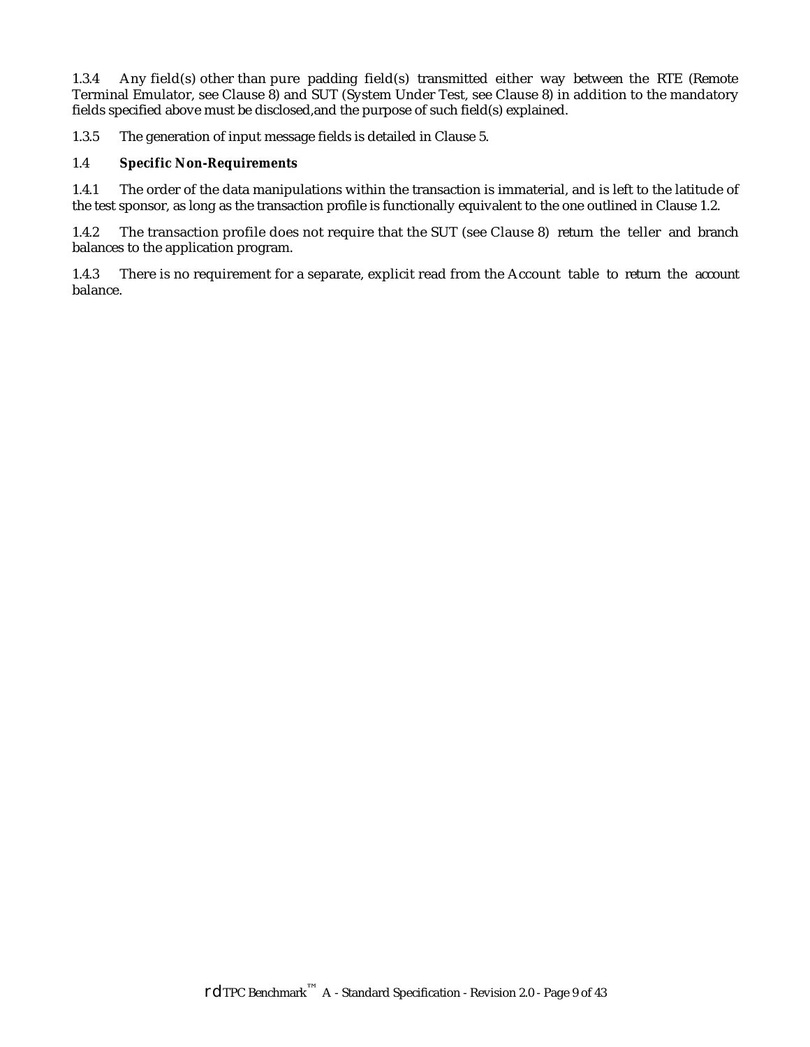1.3.4 Any field(s) other than pure padding field(s) transmitted either way between the RTE (Remote Terminal Emulator, see Clause 8) and SUT (System Under Test, see Clause 8) in addition to the mandatory fields specified above must be disclosed,and the purpose of such field(s) explained.

1.3.5 The generation of input message fields is detailed in Clause 5.

### 1.4 Specific Non-Requirements

1.4.1 The order of the data manipulations within the transaction is immaterial, and is left to the latitude of the test sponsor, as long as the transaction profile is functionally equivalent to the one outlined in Clause 1.2.

1.4.2 The transaction profile does not require that the SUT (see Clause 8) return the teller and branch balances to the application program.

1.4.3 There is no requirement for a separate, explicit read from the Account table to return the account balance.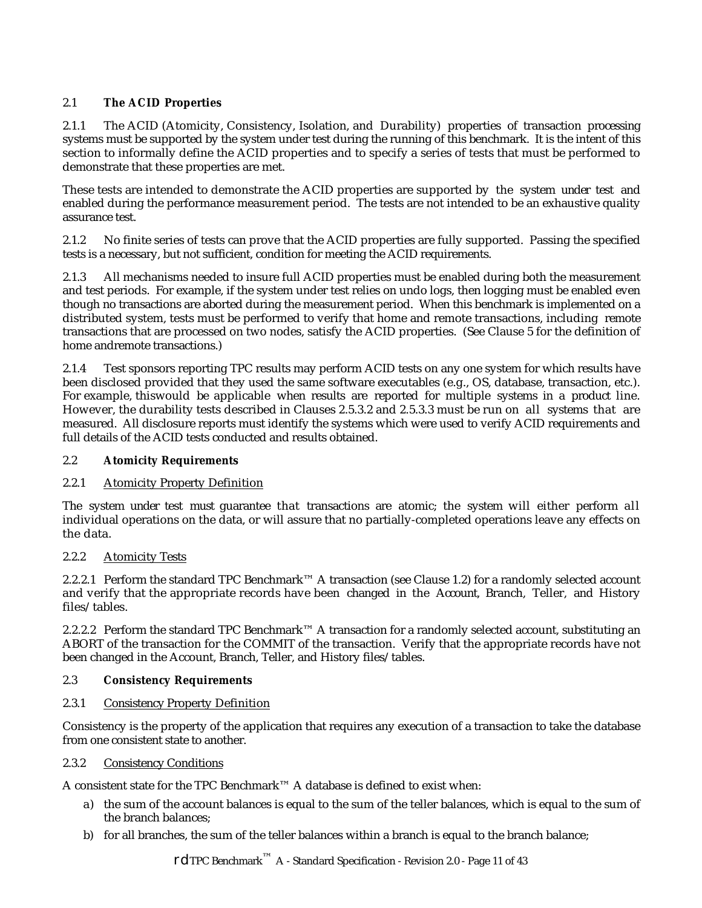## 2.1 **The ACID Properties**

2.1.1 The ACID (Atomicity, Consistency, Isolation, and Durability) properties of transaction processing systems must be supported by the system under test during the running of this benchmark. It is the intent of this section to informally define the ACID properties and to specify a series of tests that must be performed to demonstrate that these properties are met.

These tests are intended to demonstrate the ACID properties are supported by the system under test and enabled during the performance measurement period. The tests are not intended to be an exhaustive quality assurance test.

2.1.2 No finite series of tests can prove that the ACID properties are fully supported. Passing the specified tests is a necessary, but not sufficient, condition for meeting the ACID requirements.

2.1.3 All mechanisms needed to insure full ACID properties must be enabled during both the measurement and test periods. For example, if the system under test relies on undo logs, then logging must be enabled even though no transactions are aborted during the measurement period. When this benchmark is implemented on a distributed system, tests must be performed to verify that home and remote transactions, including remote transactions that are processed on two nodes, satisfy the ACID properties. (See Clause 5 for the definition of home andremote transactions.)

2.1.4 Test sponsors reporting TPC results may perform ACID tests on any one system for which results have been disclosed provided that they used the same software executables (e.g., OS, database, transaction, etc.). For example, thiswould be applicable when results are reported for multiple systems in a product line. However, the durability tests described in Clauses 2.5.3.2 and 2.5.3.3 must be run on all systems that are measured. All disclosure reports must identify the systems which were used to verify ACID requirements and full details of the ACID tests conducted and results obtained.

## 2.2 **Atomicity Requirements**

### 2.2.1 Atomicity Property Definition

The system under test must guarantee that transactions are atomic; the system will either perform all individual operations on the data, or will assure that no partially-completed operations leave any effects on the data.

### 2.2.2 Atomicity Tests

2.2.2.1 Perform the standard TPC Benchmark™ A transaction (see Clause 1.2) for a randomly selected account and verify that the appropriate records have been changed in the Account, Branch, Teller, and History files/tables.

2.2.2.2 Perform the standard TPC Benchmark™ A transaction for a randomly selected account, substituting an ABORT of the transaction for the COMMIT of the transaction. Verify that the appropriate records have not been changed in the Account, Branch, Teller, and History files/tables.

## 2.3 **Consistency Requirements**

### 2.3.1 Consistency Property Definition

Consistency is the property of the application that requires any execution of a transaction to take the database from one consistent state to another.

### 2.3.2 Consistency Conditions

A consistent state for the TPC Benchmark™ A database is defined to exist when:

a) the sum of the account balances is equal to the sum of the teller balances, which is equal to the sum of the branch balances;
b) for all branches, the sum of the teller balances within a branch is equal to the branch balance;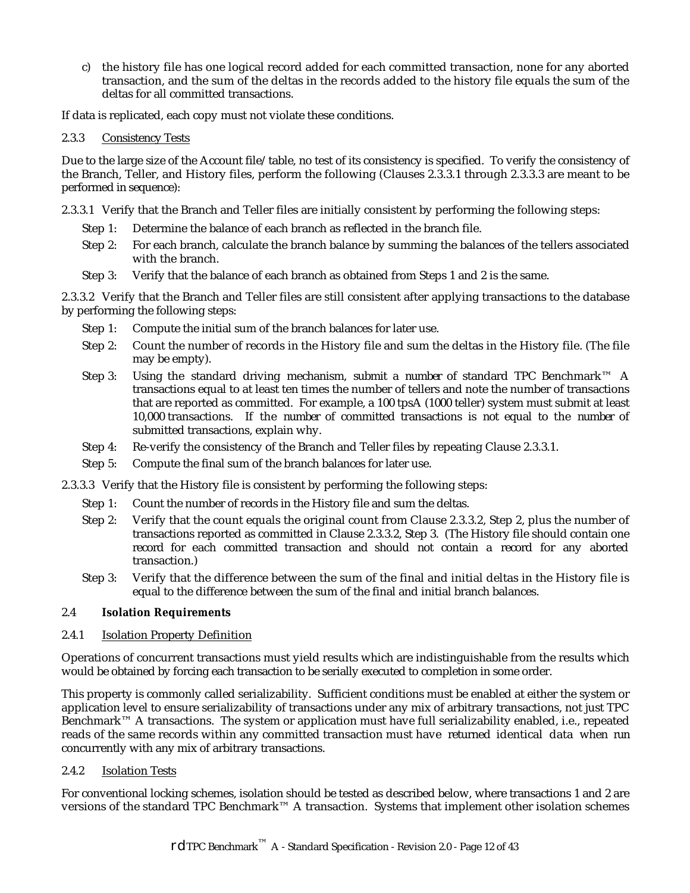c) the history file has one logical record added for each committed transaction, none for any aborted transaction, and the sum of the deltas in the records added to the history file equals the sum of the deltas for all committed transactions.

If data is replicated, each copy must not violate these conditions.

2.3.3 Consistency Tests

Due to the large size of the Account file/table, no test of its consistency is specified. To verify the consistency of the Branch, Teller, and History files, perform the following (Clauses 2.3.3.1 through 2.3.3.3 are meant to be performed in sequence):

2.3.3.1 Verify that the Branch and Teller files are initially consistent by performing the following steps:

- Step 1: Determine the balance of each branch as reflected in the branch file.
- Step 2: For each branch, calculate the branch balance by summing the balances of the tellers associated with the branch.
- Step 3: Verify that the balance of each branch as obtained from Steps 1 and 2 is the same.

2.3.3.2 Verify that the Branch and Teller files are still consistent after applying transactions to the database by performing the following steps:

- Step 1: Compute the initial sum of the branch balances for later use.
- Step 2: Count the number of records in the History file and sum the deltas in the History file. (The file may be empty).
- Step 3: Using the standard driving mechanism, submit a number of standard TPC Benchmark™ A transactions equal to at least ten times the number of tellers and note the number of transactions that are reported as committed. For example, a 100 tpsA (1000 teller) system must submit at least 10,000 transactions. If the number of committed transactions is not equal to the number of submitted transactions, explain why.
- Step 4: Re-verify the consistency of the Branch and Teller files by repeating Clause 2.3.3.1.
- Step 5: Compute the final sum of the branch balances for later use.

2.3.3.3 Verify that the History file is consistent by performing the following steps:

- Step 1: Count the number of records in the History file and sum the deltas.
- Step 2: Verify that the count equals the original count from Clause 2.3.3.2, Step 2, plus the number of transactions reported as committed in Clause 2.3.3.2, Step 3. (The History file should contain one record for each committed transaction and should not contain a record for any aborted transaction.)
- Step 3: Verify that the difference between the sum of the final and initial deltas in the History file is equal to the difference between the sum of the final and initial branch balances.

## 2.4 Isolation Requirements

2.4.1 Isolation Property Definition

Operations of concurrent transactions must yield results which are indistinguishable from the results which would be obtained by forcing each transaction to be serially executed to completion in some order.

This property is commonly called serializability. Sufficient conditions must be enabled at either the system or application level to ensure serializability of transactions under any mix of arbitrary transactions, not just TPC Benchmark™ A transactions. The system or application must have full serializability enabled, i.e., repeated reads of the same records within any committed transaction must have returned identical data when run concurrently with any mix of arbitrary transactions.

2.4.2 Isolation Tests

For conventional locking schemes, isolation should be tested as described below, where transactions 1 and 2 are versions of the standard TPC Benchmark™ A transaction. Systems that implement other isolation schemes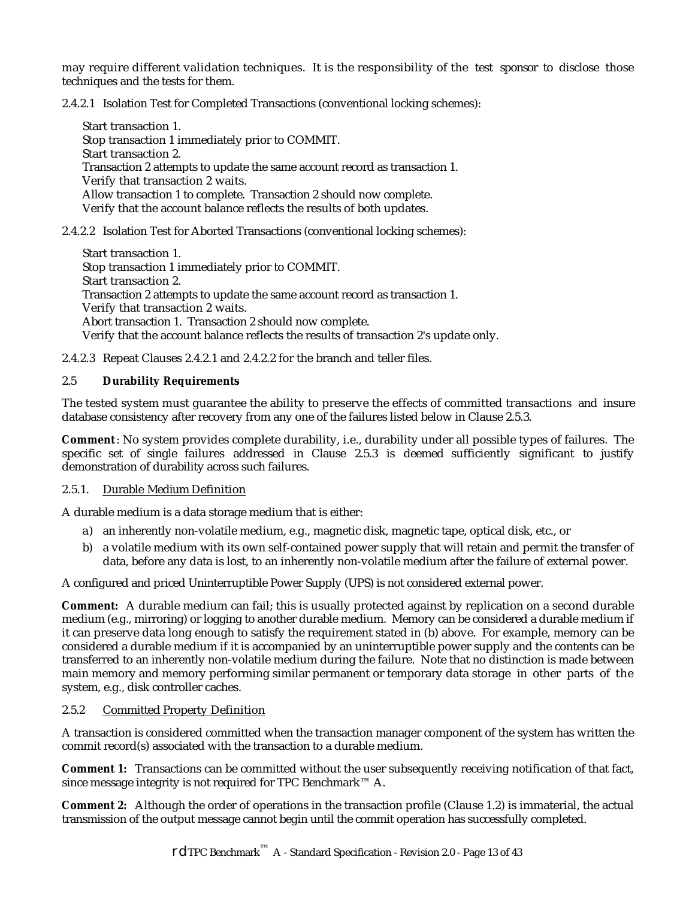may require different validation techniques. It is the responsibility of the test sponsor to disclose those techniques and the tests for them.

2.4.2.1 Isolation Test for Completed Transactions (conventional locking schemes):

Start transaction 1.
Stop transaction 1 immediately prior to COMMIT.
Start transaction 2.
Transaction 2 attempts to update the same account record as transaction 1.
Verify that transaction 2 waits.
Allow transaction 1 to complete. Transaction 2 should now complete.
Verify that the account balance reflects the results of both updates.

2.4.2.2 Isolation Test for Aborted Transactions (conventional locking schemes):

Start transaction 1.
Stop transaction 1 immediately prior to COMMIT.
Start transaction 2.
Transaction 2 attempts to update the same account record as transaction 1.
Verify that transaction 2 waits.
Abort transaction 1. Transaction 2 should now complete.
Verify that the account balance reflects the results of transaction 2's update only.

2.4.2.3 Repeat Clauses 2.4.2.1 and 2.4.2.2 for the branch and teller files.

## 2.5 Durability Requirements

The tested system must guarantee the ability to preserve the effects of committed transactions and insure database consistency after recovery from any one of the failures listed below in Clause 2.5.3.

**Comment**: No system provides complete durability, i.e., durability under all possible types of failures. The specific set of single failures addressed in Clause 2.5.3 is deemed sufficiently significant to justify demonstration of durability across such failures.

### 2.5.1. Durable Medium Definition

A durable medium is a data storage medium that is either:

a) an inherently non-volatile medium, e.g., magnetic disk, magnetic tape, optical disk, etc., or
b) a volatile medium with its own self-contained power supply that will retain and permit the transfer of data, before any data is lost, to an inherently non-volatile medium after the failure of external power.

A configured and priced Uninterruptible Power Supply (UPS) is not considered external power.

**Comment:** A durable medium can fail; this is usually protected against by replication on a second durable medium (e.g., mirroring) or logging to another durable medium. Memory can be considered a durable medium if it can preserve data long enough to satisfy the requirement stated in (b) above. For example, memory can be considered a durable medium if it is accompanied by an uninterruptible power supply and the contents can be transferred to an inherently non-volatile medium during the failure. Note that no distinction is made between main memory and memory performing similar permanent or temporary data storage in other parts of the system, e.g., disk controller caches.

### 2.5.2 Committed Property Definition

A transaction is considered committed when the transaction manager component of the system has written the commit record(s) associated with the transaction to a durable medium.

**Comment 1:** Transactions can be committed without the user subsequently receiving notification of that fact, since message integrity is not required for TPC Benchmark™ A.

**Comment 2:** Although the order of operations in the transaction profile (Clause 1.2) is immaterial, the actual transmission of the output message cannot begin until the commit operation has successfully completed.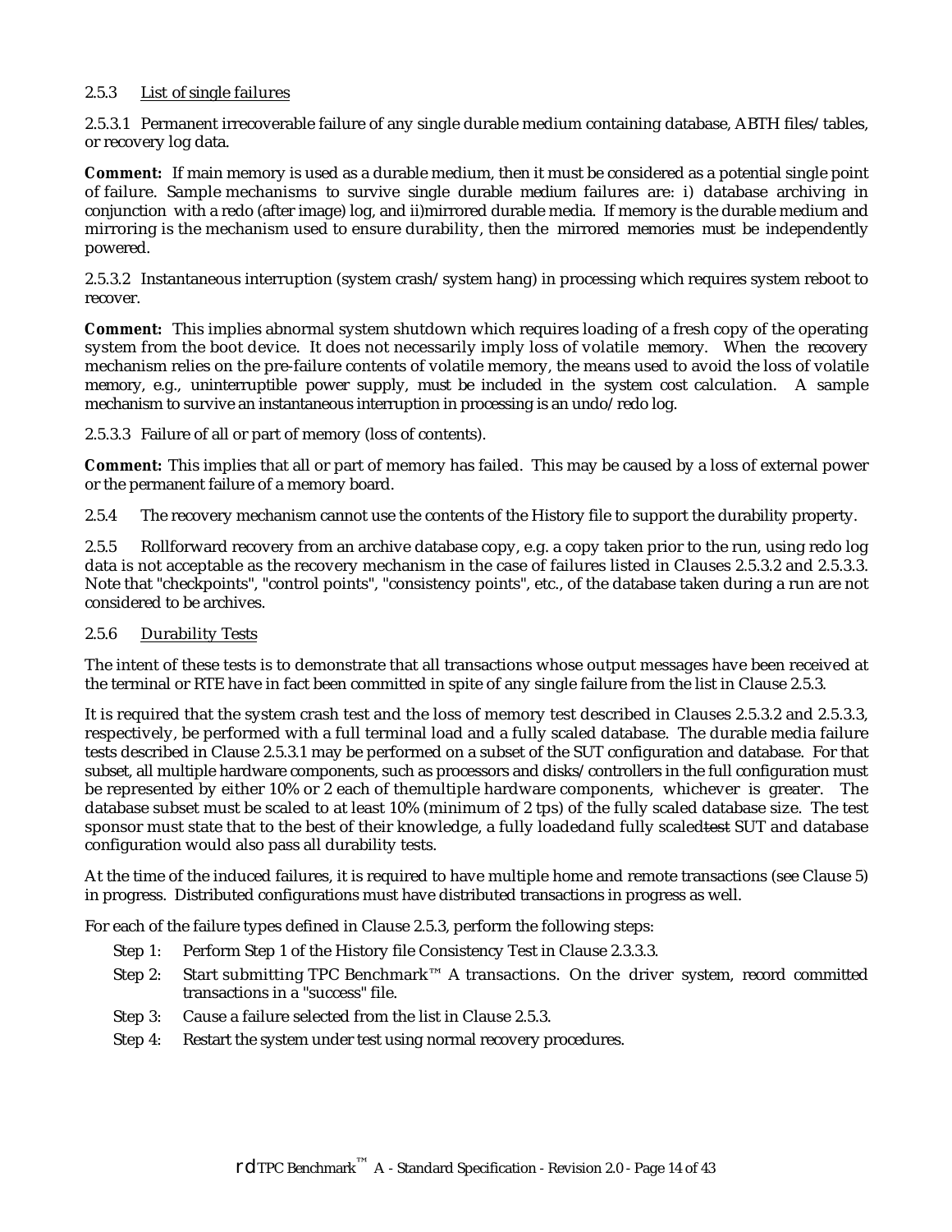2.5.3 List of single failures

2.5.3.1 Permanent irrecoverable failure of any single durable medium containing database, ABTH files/tables, or recovery log data.

**Comment:** If main memory is used as a durable medium, then it must be considered as a potential single point of failure. Sample mechanisms to survive single durable medium failures are: i) database archiving in conjunction with a redo (after image) log, and ii)mirrored durable media. If memory is the durable medium and mirroring is the mechanism used to ensure durability, then the mirrored memories must be independently powered.

2.5.3.2 Instantaneous interruption (system crash/system hang) in processing which requires system reboot to recover.

**Comment:** This implies abnormal system shutdown which requires loading of a fresh copy of the operating system from the boot device. It does not necessarily imply loss of volatile memory. When the recovery mechanism relies on the pre-failure contents of volatile memory, the means used to avoid the loss of volatile memory, e.g., uninterruptible power supply, must be included in the system cost calculation. A sample mechanism to survive an instantaneous interruption in processing is an undo/redo log.

2.5.3.3 Failure of all or part of memory (loss of contents).

**Comment:** This implies that all or part of memory has failed. This may be caused by a loss of external power or the permanent failure of a memory board.

2.5.4 The recovery mechanism cannot use the contents of the History file to support the durability property.

2.5.5 Rollforward recovery from an archive database copy, e.g. a copy taken prior to the run, using redo log data is not acceptable as the recovery mechanism in the case of failures listed in Clauses 2.5.3.2 and 2.5.3.3. Note that "checkpoints", "control points", "consistency points", etc., of the database taken during a run are not considered to be archives.

2.5.6 Durability Tests

The intent of these tests is to demonstrate that all transactions whose output messages have been received at the terminal or RTE have in fact been committed in spite of any single failure from the list in Clause 2.5.3.

It is required that the system crash test and the loss of memory test described in Clauses 2.5.3.2 and 2.5.3.3, respectively, be performed with a full terminal load and a fully scaled database. The durable media failure tests described in Clause 2.5.3.1 may be performed on a subset of the SUT configuration and database. For that subset, all multiple hardware components, such as processors and disks/controllers in the full configuration must be represented by either 10% or 2 each of themultiple hardware components, whichever is greater. The database subset must be scaled to at least 10% (minimum of 2 tps) of the fully scaled database size. The test sponsor must state that to the best of their knowledge, a fully loadedand fully scaled~~test~~ SUT and database configuration would also pass all durability tests.

At the time of the induced failures, it is required to have multiple home and remote transactions (see Clause 5) in progress. Distributed configurations must have distributed transactions in progress as well.

For each of the failure types defined in Clause 2.5.3, perform the following steps:

- Step 1: Perform Step 1 of the History file Consistency Test in Clause 2.3.3.3.
- Step 2: Start submitting TPC Benchmark™ A transactions. On the driver system, record committed transactions in a "success" file.
- Step 3: Cause a failure selected from the list in Clause 2.5.3.
- Step 4: Restart the system under test using normal recovery procedures.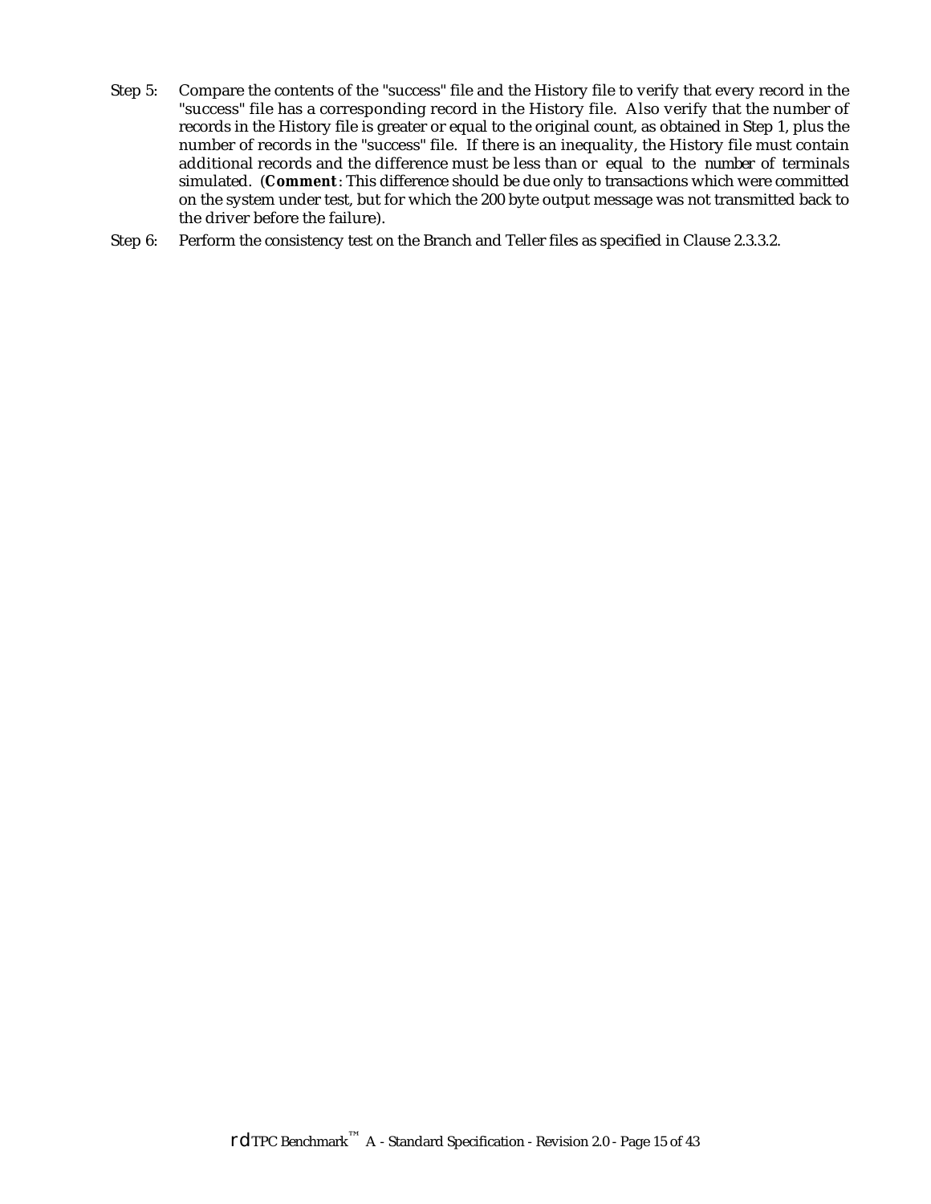Step 5: Compare the contents of the "success" file and the History file to verify that every record in the "success" file has a corresponding record in the History file. Also verify that the number of records in the History file is greater or equal to the original count, as obtained in Step 1, plus the number of records in the "success" file. If there is an inequality, the History file must contain additional records and the difference must be less than or equal to the number of terminals simulated. (**Comment**: This difference should be due only to transactions which were committed on the system under test, but for which the 200 byte output message was not transmitted back to the driver before the failure).

Step 6: Perform the consistency test on the Branch and Teller files as specified in Clause 2.3.3.2.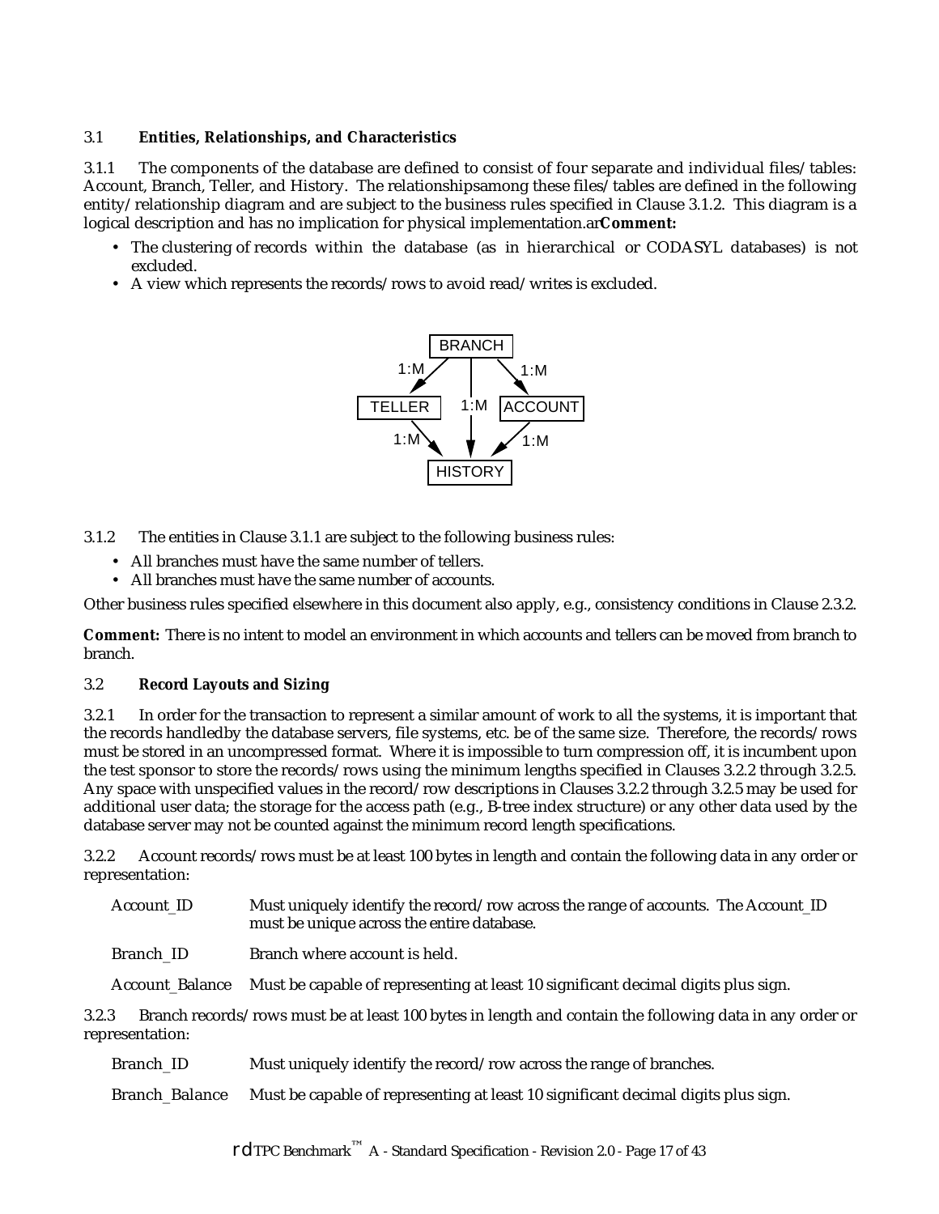## 3.1 Entities, Relationships, and Characteristics

3.1.1 The components of the database are defined to consist of four separate and individual files/tables: Account, Branch, Teller, and History. The relationshipsamong these files/tables are defined in the following entity/relationship diagram and are subject to the business rules specified in Clause 3.1.2. This diagram is a logical description and has no implication for physical implementation.ar**Comment:**

- The clustering of records within the database (as in hierarchical or CODASYL databases) is not excluded.
- A view which represents the records/rows to avoid read/writes is excluded.

3.1.2 The entities in Clause 3.1.1 are subject to the following business rules:

- All branches must have the same number of tellers.
- All branches must have the same number of accounts.

Other business rules specified elsewhere in this document also apply, e.g., consistency conditions in Clause 2.3.2.

**Comment:** There is no intent to model an environment in which accounts and tellers can be moved from branch to branch.

## 3.2 Record Layouts and Sizing

3.2.1 In order for the transaction to represent a similar amount of work to all the systems, it is important that the records handledby the database servers, file systems, etc. be of the same size. Therefore, the records/rows must be stored in an uncompressed format. Where it is impossible to turn compression off, it is incumbent upon the test sponsor to store the records/rows using the minimum lengths specified in Clauses 3.2.2 through 3.2.5. Any space with unspecified values in the record/row descriptions in Clauses 3.2.2 through 3.2.5 may be used for additional user data; the storage for the access path (e.g., B-tree index structure) or any other data used by the database server may not be counted against the minimum record length specifications.

3.2.2 Account records/rows must be at least 100 bytes in length and contain the following data in any order or representation:

| | |
|---|---|
| Account_ID | Must uniquely identify the record/row across the range of accounts. The Account_ID must be unique across the entire database. |
| Branch_ID | Branch where account is held. |
| Account_Balance | Must be capable of representing at least 10 significant decimal digits plus sign. |

3.2.3 Branch records/rows must be at least 100 bytes in length and contain the following data in any order or representation:

| | |
|---|---|
| Branch_ID | Must uniquely identify the record/row across the range of branches. |
| Branch_Balance | Must be capable of representing at least 10 significant decimal digits plus sign. |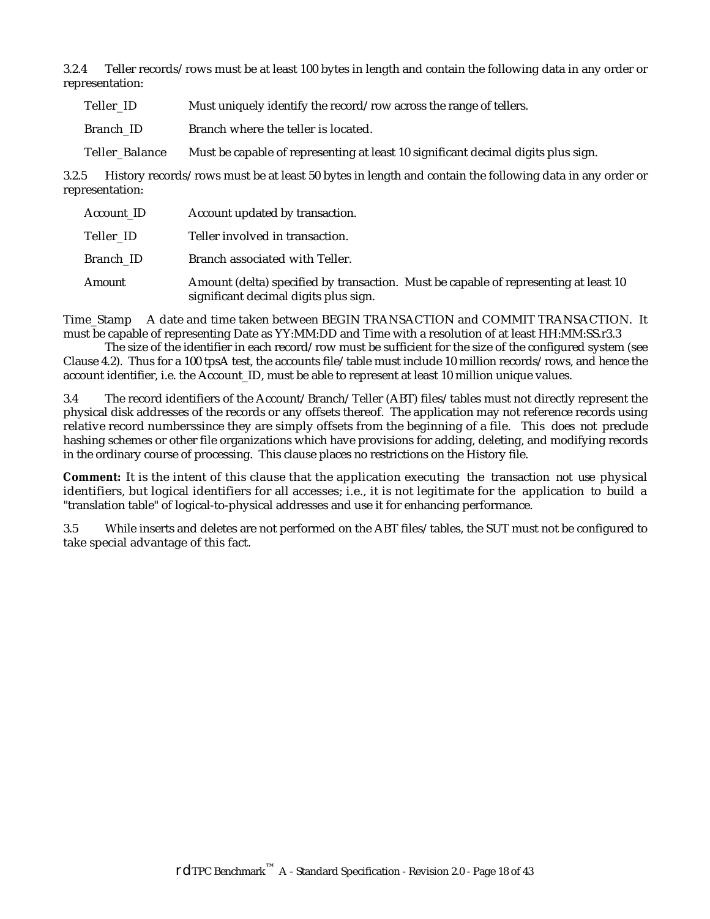3.2.4 Teller records/rows must be at least 100 bytes in length and contain the following data in any order or representation:

| | |
|---|---|
| Teller_ID | Must uniquely identify the record/row across the range of tellers. |
| Branch_ID | Branch where the teller is located. |
| Teller_Balance | Must be capable of representing at least 10 significant decimal digits plus sign. |

3.2.5 History records/rows must be at least 50 bytes in length and contain the following data in any order or representation:

| | |
|---|---|
| Account_ID | Account updated by transaction. |
| Teller_ID | Teller involved in transaction. |
| Branch_ID | Branch associated with Teller. |
| Amount | Amount (delta) specified by transaction. Must be capable of representing at least 10 significant decimal digits plus sign. |

Time_Stamp A date and time taken between BEGIN TRANSACTION and COMMIT TRANSACTION. It must be capable of representing Date as YY:MM:DD and Time with a resolution of at least HH:MM:SS.r3.3

The size of the identifier in each record/row must be sufficient for the size of the configured system (see Clause 4.2). Thus for a 100 tpsA test, the accounts file/table must include 10 million records/rows, and hence the account identifier, i.e. the Account_ID, must be able to represent at least 10 million unique values.

3.4 The record identifiers of the Account/Branch/Teller (ABT) files/tables must not directly represent the physical disk addresses of the records or any offsets thereof. The application may not reference records using relative record numberssince they are simply offsets from the beginning of a file. This does not preclude hashing schemes or other file organizations which have provisions for adding, deleting, and modifying records in the ordinary course of processing. This clause places no restrictions on the History file.

**Comment:** It is the intent of this clause that the application executing the transaction not use physical identifiers, but logical identifiers for all accesses; i.e., it is not legitimate for the application to build a "translation table" of logical-to-physical addresses and use it for enhancing performance.

3.5 While inserts and deletes are not performed on the ABT files/tables, the SUT must not be configured to take special advantage of this fact.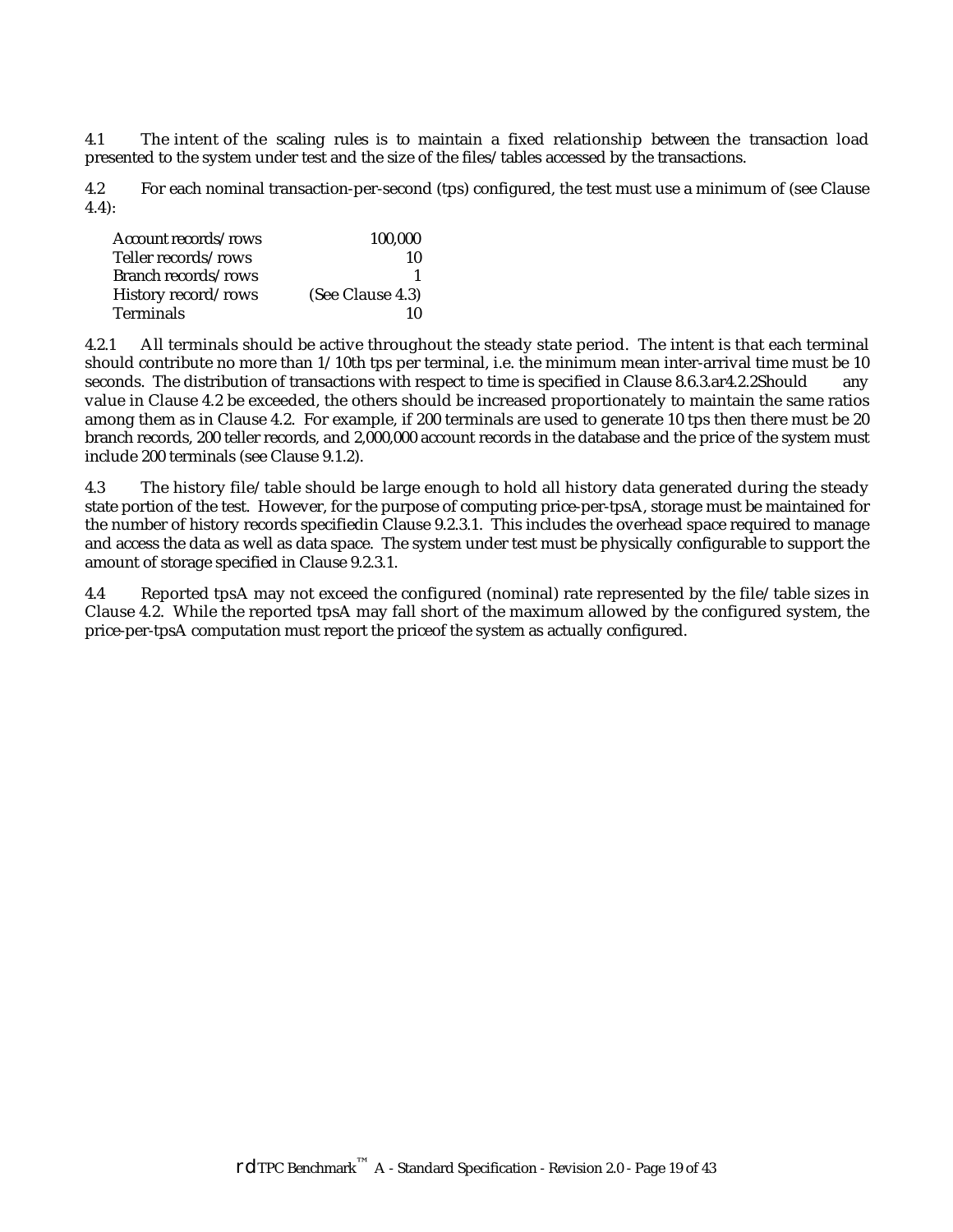4.1 The intent of the scaling rules is to maintain a fixed relationship between the transaction load presented to the system under test and the size of the files/tables accessed by the transactions.

4.2 For each nominal transaction-per-second (tps) configured, the test must use a minimum of (see Clause 4.4):

| | |
|---|---|
| Account records/rows | 100,000 |
| Teller records/rows | 10 |
| Branch records/rows | 1 |
| History record/rows | (See Clause 4.3) |
| Terminals | 10 |

4.2.1 All terminals should be active throughout the steady state period. The intent is that each terminal should contribute no more than 1/10th tps per terminal, i.e. the minimum mean inter-arrival time must be 10 seconds. The distribution of transactions with respect to time is specified in Clause 8.6.3.ar4.2.2Should any value in Clause 4.2 be exceeded, the others should be increased proportionately to maintain the same ratios among them as in Clause 4.2. For example, if 200 terminals are used to generate 10 tps then there must be 20 branch records, 200 teller records, and 2,000,000 account records in the database and the price of the system must include 200 terminals (see Clause 9.1.2).

4.3 The history file/table should be large enough to hold all history data generated during the steady state portion of the test. However, for the purpose of computing price-per-tpsA, storage must be maintained for the number of history records specifiedin Clause 9.2.3.1. This includes the overhead space required to manage and access the data as well as data space. The system under test must be physically configurable to support the amount of storage specified in Clause 9.2.3.1.

4.4 Reported tpsA may not exceed the configured (nominal) rate represented by the file/table sizes in Clause 4.2. While the reported tpsA may fall short of the maximum allowed by the configured system, the price-per-tpsA computation must report the priceof the system as actually configured.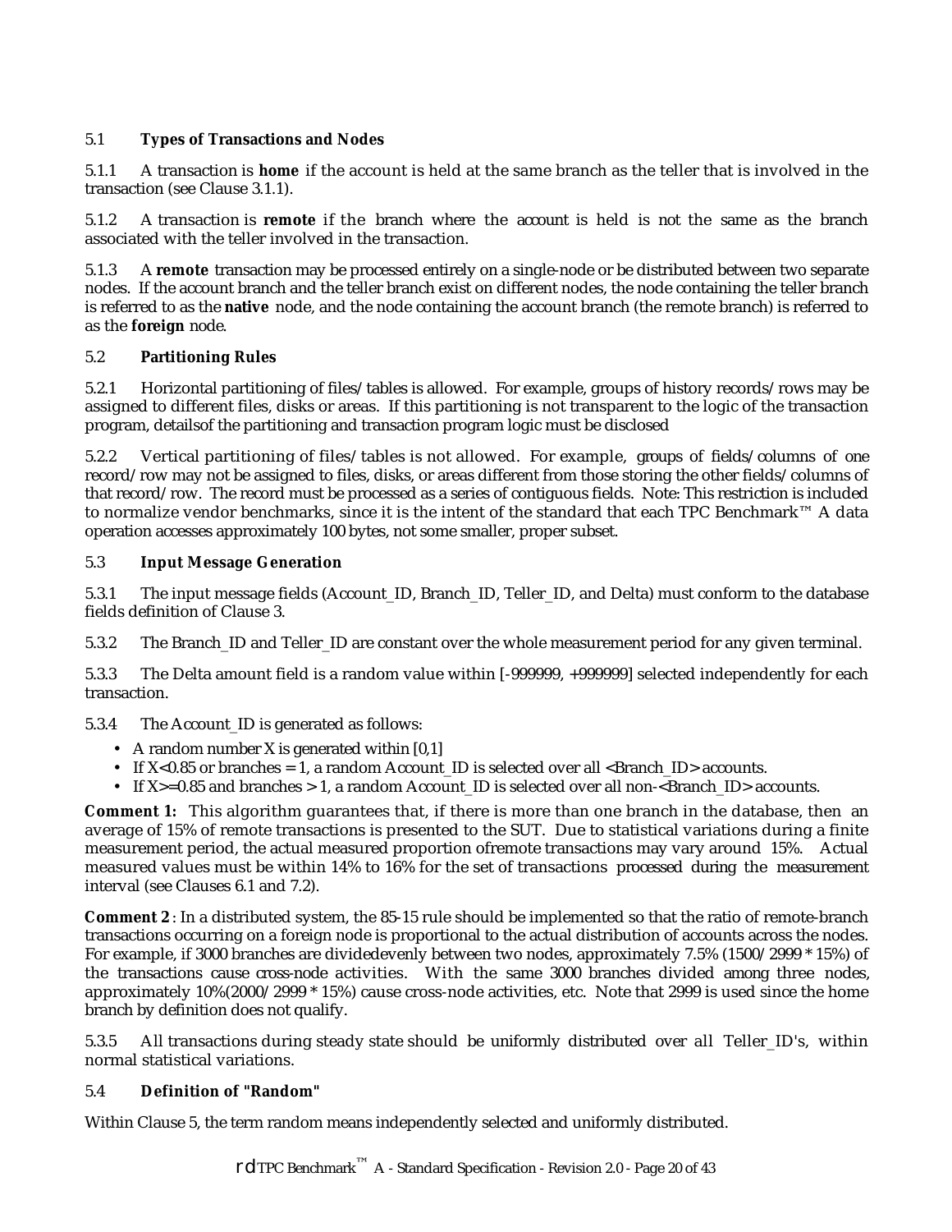## 5.1 Types of Transactions and Nodes

5.1.1 A transaction is **home** if the account is held at the same branch as the teller that is involved in the transaction (see Clause 3.1.1).

5.1.2 A transaction is **remote** if the branch where the account is held is not the same as the branch associated with the teller involved in the transaction.

5.1.3 A **remote** transaction may be processed entirely on a single-node or be distributed between two separate nodes. If the account branch and the teller branch exist on different nodes, the node containing the teller branch is referred to as the **native** node, and the node containing the account branch (the remote branch) is referred to as the **foreign** node.

## 5.2 Partitioning Rules

5.2.1 Horizontal partitioning of files/tables is allowed. For example, groups of history records/rows may be assigned to different files, disks or areas. If this partitioning is not transparent to the logic of the transaction program, detailsof the partitioning and transaction program logic must be disclosed

5.2.2 Vertical partitioning of files/tables is not allowed. For example, groups of fields/columns of one record/row may not be assigned to files, disks, or areas different from those storing the other fields/columns of that record/row. The record must be processed as a series of contiguous fields. Note: This restriction is included to normalize vendor benchmarks, since it is the intent of the standard that each TPC Benchmark™ A data operation accesses approximately 100 bytes, not some smaller, proper subset.

## 5.3 Input Message Generation

5.3.1 The input message fields (Account_ID, Branch_ID, Teller_ID, and Delta) must conform to the database fields definition of Clause 3.

5.3.2 The Branch_ID and Teller_ID are constant over the whole measurement period for any given terminal.

5.3.3 The Delta amount field is a random value within [-999999, +999999] selected independently for each transaction.

5.3.4 The Account_ID is generated as follows:

- A random number X is generated within [0,1]
- If X<0.85 or branches = 1, a random Account_ID is selected over all <Branch_ID> accounts.
- If X>=0.85 and branches > 1, a random Account_ID is selected over all non-<Branch_ID> accounts.

**Comment 1:** This algorithm guarantees that, if there is more than one branch in the database, then an average of 15% of remote transactions is presented to the SUT. Due to statistical variations during a finite measurement period, the actual measured proportion ofremote transactions may vary around 15%. Actual measured values must be within 14% to 16% for the set of transactions processed during the measurement interval (see Clauses 6.1 and 7.2).

**Comment 2**: In a distributed system, the 85-15 rule should be implemented so that the ratio of remote-branch transactions occurring on a foreign node is proportional to the actual distribution of accounts across the nodes. For example, if 3000 branches are dividedevenly between two nodes, approximately 7.5% (1500/2999 * 15%) of the transactions cause cross-node activities. With the same 3000 branches divided among three nodes, approximately 10%(2000/2999 * 15%) cause cross-node activities, etc. Note that 2999 is used since the home branch by definition does not qualify.

5.3.5 All transactions during steady state should be uniformly distributed over all Teller_ID's, within normal statistical variations.

## 5.4 Definition of "Random"

Within Clause 5, the term random means independently selected and uniformly distributed.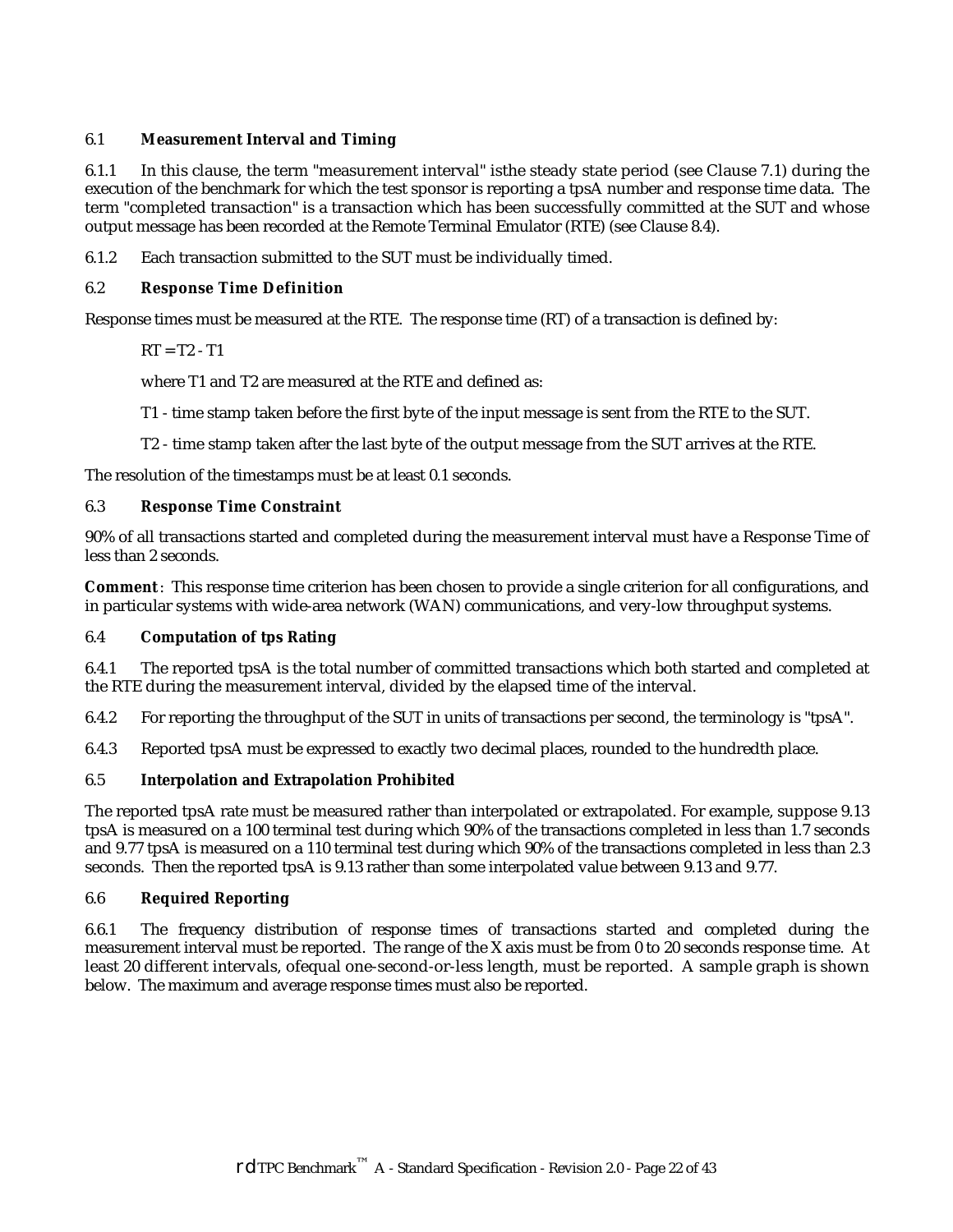## 6.1 Measurement Interval and Timing

6.1.1 In this clause, the term "measurement interval" isthe steady state period (see Clause 7.1) during the execution of the benchmark for which the test sponsor is reporting a tpsA number and response time data. The term "completed transaction" is a transaction which has been successfully committed at the SUT and whose output message has been recorded at the Remote Terminal Emulator (RTE) (see Clause 8.4).

6.1.2 Each transaction submitted to the SUT must be individually timed.

## 6.2 Response Time Definition

Response times must be measured at the RTE. The response time (RT) of a transaction is defined by:

RT = T2 - T1

where T1 and T2 are measured at the RTE and defined as:

T1 - time stamp taken before the first byte of the input message is sent from the RTE to the SUT.

T2 - time stamp taken after the last byte of the output message from the SUT arrives at the RTE.

The resolution of the timestamps must be at least 0.1 seconds.

## 6.3 Response Time Constraint

90% of all transactions started and completed during the measurement interval must have a Response Time of less than 2 seconds.

**Comment**: This response time criterion has been chosen to provide a single criterion for all configurations, and in particular systems with wide-area network (WAN) communications, and very-low throughput systems.

## 6.4 Computation of tps Rating

6.4.1 The reported tpsA is the total number of committed transactions which both started and completed at the RTE during the measurement interval, divided by the elapsed time of the interval.

6.4.2 For reporting the throughput of the SUT in units of transactions per second, the terminology is "tpsA".

6.4.3 Reported tpsA must be expressed to exactly two decimal places, rounded to the hundredth place.

## 6.5 Interpolation and Extrapolation Prohibited

The reported tpsA rate must be measured rather than interpolated or extrapolated. For example, suppose 9.13 tpsA is measured on a 100 terminal test during which 90% of the transactions completed in less than 1.7 seconds and 9.77 tpsA is measured on a 110 terminal test during which 90% of the transactions completed in less than 2.3 seconds. Then the reported tpsA is 9.13 rather than some interpolated value between 9.13 and 9.77.

## 6.6 Required Reporting

6.6.1 The frequency distribution of response times of transactions started and completed during the measurement interval must be reported. The range of the X axis must be from 0 to 20 seconds response time. At least 20 different intervals, ofequal one-second-or-less length, must be reported. A sample graph is shown below. The maximum and average response times must also be reported.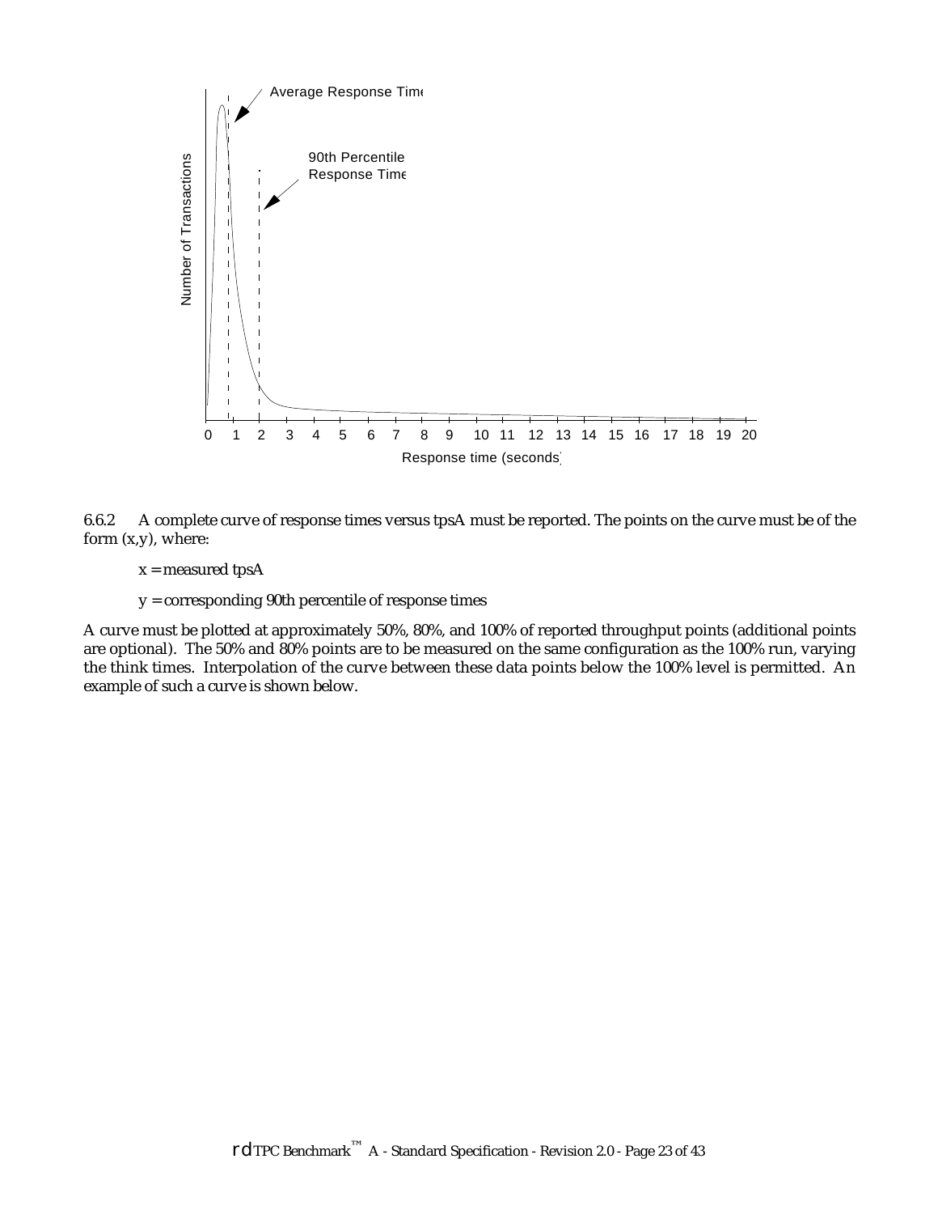6.6.2 A complete curve of response times versus tpsA must be reported. The points on the curve must be of the form (x,y), where:

x = measured tpsA

y = corresponding 90th percentile of response times

A curve must be plotted at approximately 50%, 80%, and 100% of reported throughput points (additional points are optional). The 50% and 80% points are to be measured on the same configuration as the 100% run, varying the think times. Interpolation of the curve between these data points below the 100% level is permitted. An example of such a curve is shown below.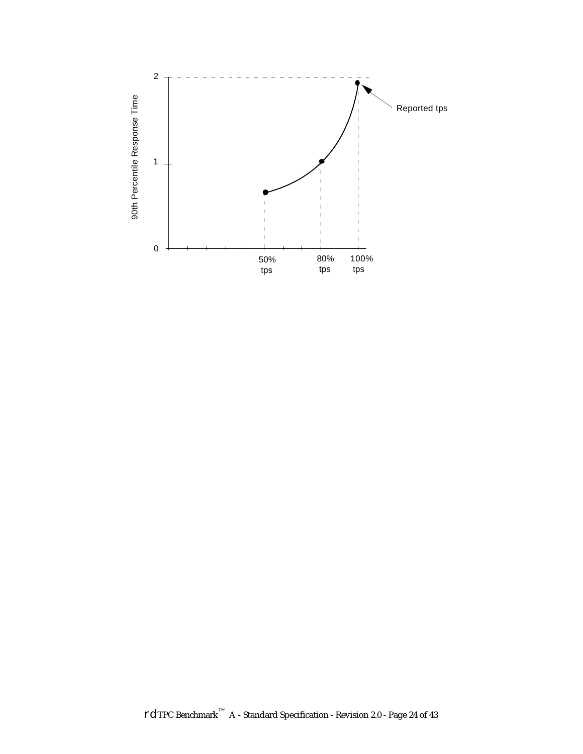90th Percentile Response Time

2

1

0

Reported tps

50% tps

80% tps

100% tps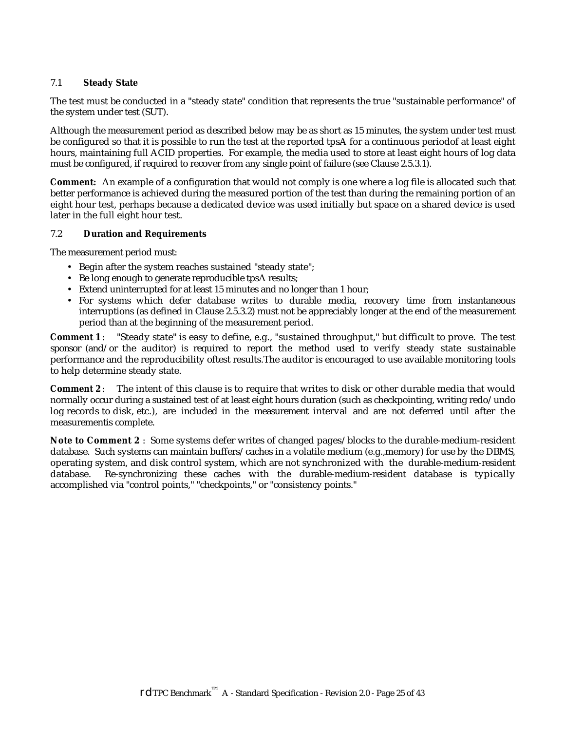### 7.1 Steady State

The test must be conducted in a "steady state" condition that represents the true "sustainable performance" of the system under test (SUT).

Although the measurement period as described below may be as short as 15 minutes, the system under test must be configured so that it is possible to run the test at the reported tpsA for a continuous periodof at least eight hours, maintaining full ACID properties. For example, the media used to store at least eight hours of log data must be configured, if required to recover from any single point of failure (see Clause 2.5.3.1).

**Comment:** An example of a configuration that would not comply is one where a log file is allocated such that better performance is achieved during the measured portion of the test than during the remaining portion of an eight hour test, perhaps because a dedicated device was used initially but space on a shared device is used later in the full eight hour test.

### 7.2 Duration and Requirements

The measurement period must:

- Begin after the system reaches sustained "steady state";
- Be long enough to generate reproducible tpsA results;
- Extend uninterrupted for at least 15 minutes and no longer than 1 hour;
- For systems which defer database writes to durable media, recovery time from instantaneous interruptions (as defined in Clause 2.5.3.2) must not be appreciably longer at the end of the measurement period than at the beginning of the measurement period.

**Comment 1**: "Steady state" is easy to define, e.g., "sustained throughput," but difficult to prove. The test sponsor (and/or the auditor) is required to report the method used to verify steady state sustainable performance and the reproducibility oftest results.The auditor is encouraged to use available monitoring tools to help determine steady state.

**Comment 2**: The intent of this clause is to require that writes to disk or other durable media that would normally occur during a sustained test of at least eight hours duration (such as checkpointing, writing redo/undo log records to disk, etc.), are included in the measurement interval and are not deferred until after the measurementis complete.

**Note to Comment 2**: Some systems defer writes of changed pages/blocks to the durable-medium-resident database. Such systems can maintain buffers/caches in a volatile medium (e.g.,memory) for use by the DBMS, operating system, and disk control system, which are not synchronized with the durable-medium-resident database. Re-synchronizing these caches with the durable-medium-resident database is typically accomplished via "control points," "checkpoints," or "consistency points."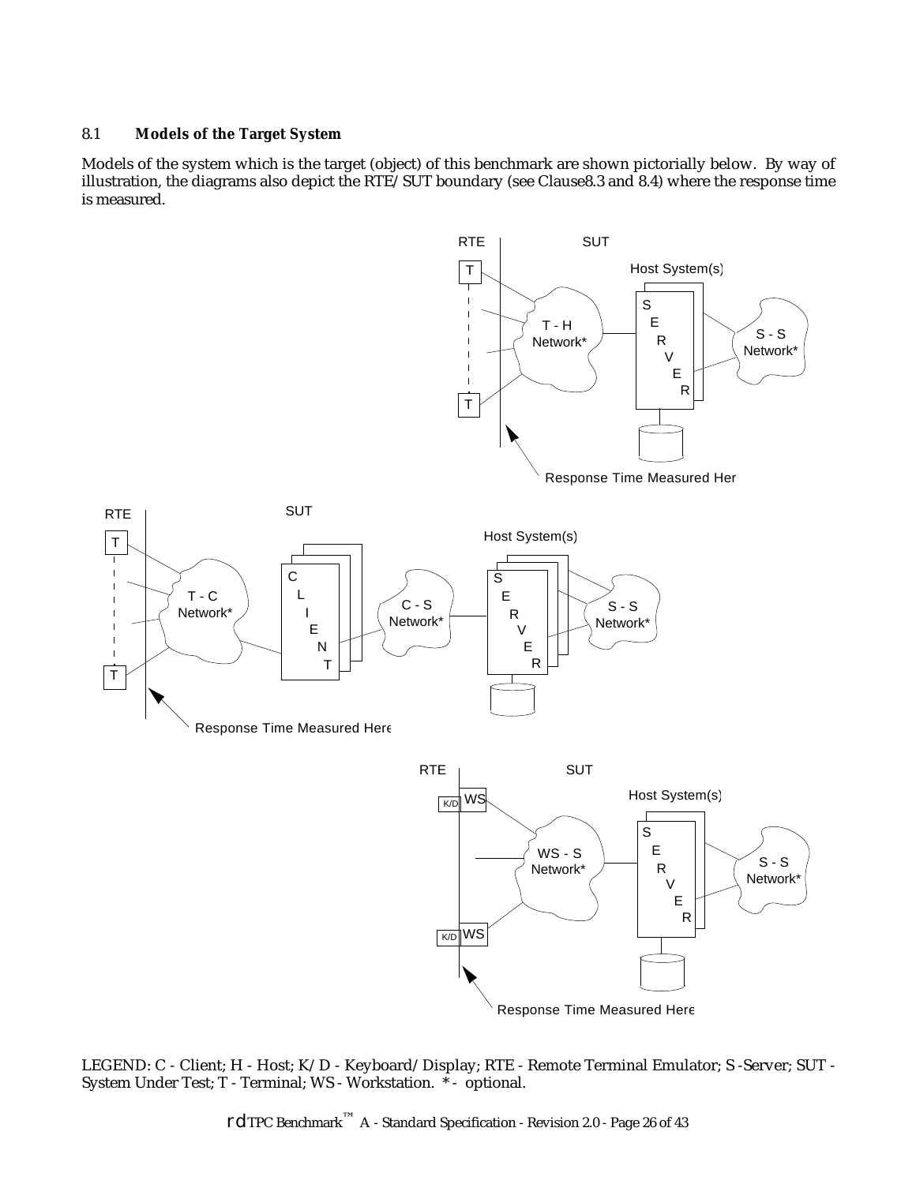### 8.1 Models of the Target System

Models of the system which is the target (object) of this benchmark are shown pictorially below. By way of illustration, the diagrams also depict the RTE/SUT boundary (see Clause8.3 and 8.4) where the response time is measured.

LEGEND: C - Client; H - Host; K/D - Keyboard/Display; RTE - Remote Terminal Emulator; S -Server; SUT - System Under Test; T - Terminal; WS - Workstation. * - optional.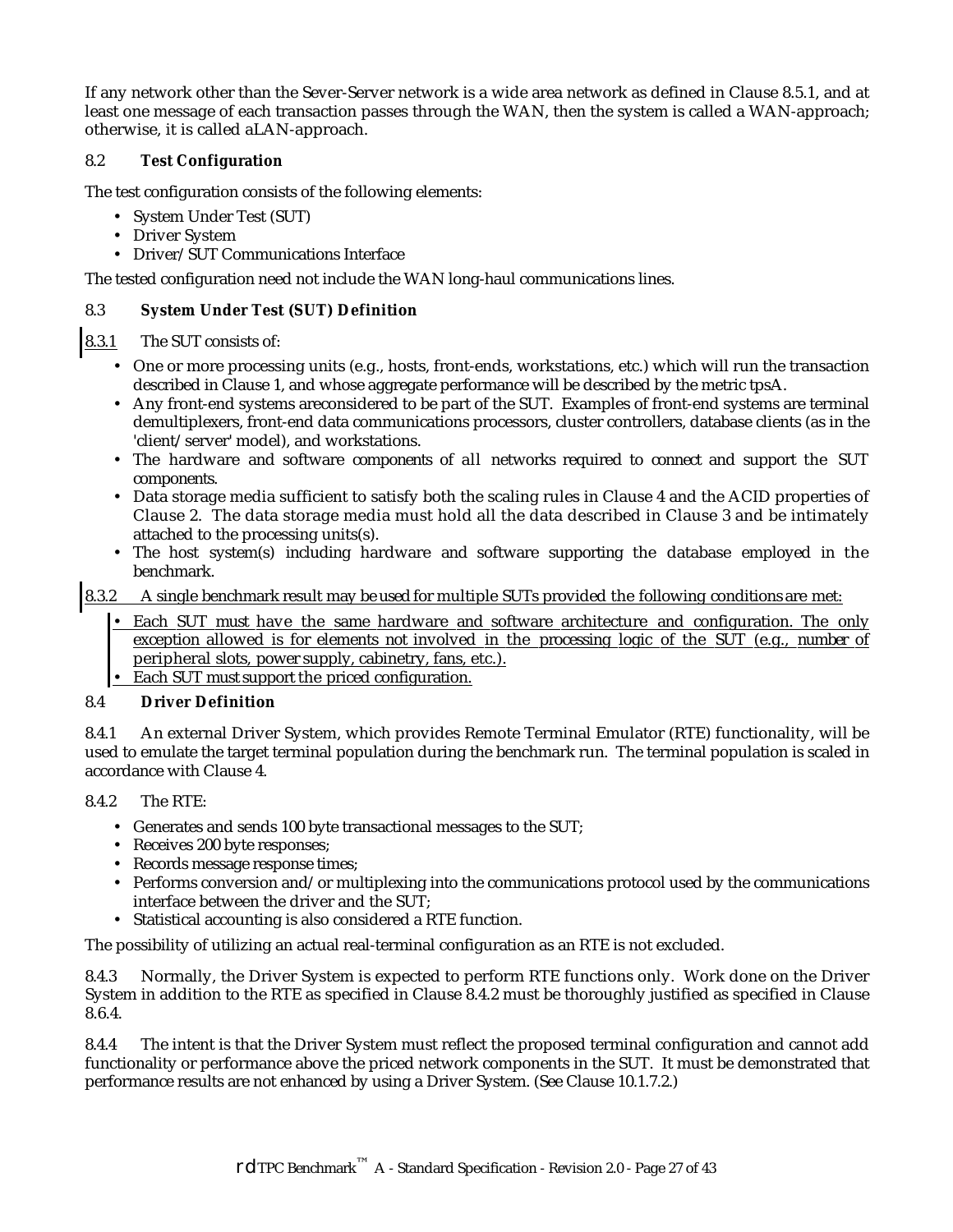If any network other than the Sever-Server network is a wide area network as defined in Clause 8.5.1, and at least one message of each transaction passes through the WAN, then the system is called a WAN-approach; otherwise, it is called aLAN-approach.

## 8.2 Test Configuration

The test configuration consists of the following elements:

- System Under Test (SUT)
- Driver System
- Driver/SUT Communications Interface

The tested configuration need not include the WAN long-haul communications lines.

## 8.3 System Under Test (SUT) Definition

8.3.1 The SUT consists of:

- One or more processing units (e.g., hosts, front-ends, workstations, etc.) which will run the transaction described in Clause 1, and whose aggregate performance will be described by the metric tpsA.
- Any front-end systems areconsidered to be part of the SUT. Examples of front-end systems are terminal demultiplexers, front-end data communications processors, cluster controllers, database clients (as in the 'client/server' model), and workstations.
- The hardware and software components of all networks required to connect and support the SUT components.
- Data storage media sufficient to satisfy both the scaling rules in Clause 4 and the ACID properties of Clause 2. The data storage media must hold all the data described in Clause 3 and be intimately attached to the processing units(s).
- The host system(s) including hardware and software supporting the database employed in the benchmark.

8.3.2 A single benchmark result may be used for multiple SUTs provided the following conditions are met:

- Each SUT must have the same hardware and software architecture and configuration. The only exception allowed is for elements not involved in the processing logic of the SUT (e.g., number of peripheral slots, power supply, cabinetry, fans, etc.).
- Each SUT must support the priced configuration.

## 8.4 Driver Definition

8.4.1 An external Driver System, which provides Remote Terminal Emulator (RTE) functionality, will be used to emulate the target terminal population during the benchmark run. The terminal population is scaled in accordance with Clause 4.

8.4.2 The RTE:

- Generates and sends 100 byte transactional messages to the SUT;
- Receives 200 byte responses;
- Records message response times;
- Performs conversion and/or multiplexing into the communications protocol used by the communications interface between the driver and the SUT;
- Statistical accounting is also considered a RTE function.

The possibility of utilizing an actual real-terminal configuration as an RTE is not excluded.

8.4.3 Normally, the Driver System is expected to perform RTE functions only. Work done on the Driver System in addition to the RTE as specified in Clause 8.4.2 must be thoroughly justified as specified in Clause 8.6.4.

8.4.4 The intent is that the Driver System must reflect the proposed terminal configuration and cannot add functionality or performance above the priced network components in the SUT. It must be demonstrated that performance results are not enhanced by using a Driver System. (See Clause 10.1.7.2.)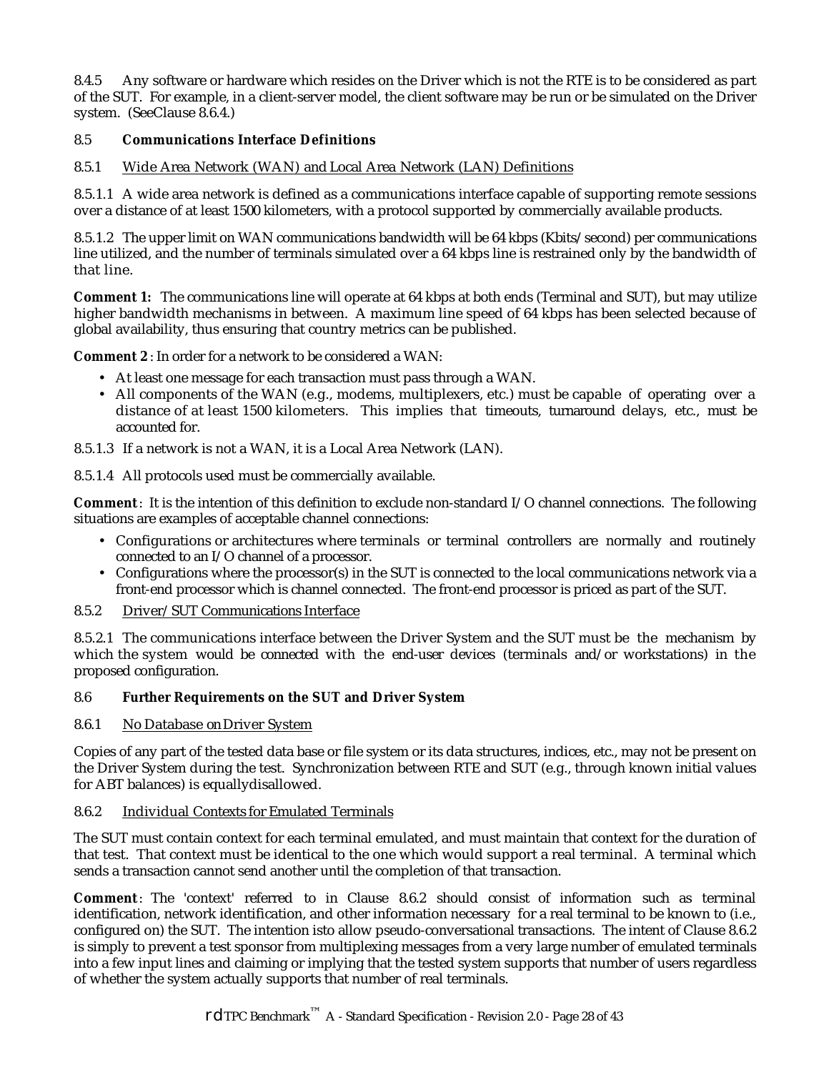8.4.5 Any software or hardware which resides on the Driver which is not the RTE is to be considered as part of the SUT. For example, in a client-server model, the client software may be run or be simulated on the Driver system. (SeeClause 8.6.4.)

### 8.5 **Communications Interface Definitions**

#### 8.5.1 Wide Area Network (WAN) and Local Area Network (LAN) Definitions

8.5.1.1 A wide area network is defined as a communications interface capable of supporting remote sessions over a distance of at least 1500 kilometers, with a protocol supported by commercially available products.

8.5.1.2 The upper limit on WAN communications bandwidth will be 64 kbps (Kbits/second) per communications line utilized, and the number of terminals simulated over a 64 kbps line is restrained only by the bandwidth of that line.

**Comment 1:** The communications line will operate at 64 kbps at both ends (Terminal and SUT), but may utilize higher bandwidth mechanisms in between. A maximum line speed of 64 kbps has been selected because of global availability, thus ensuring that country metrics can be published.

**Comment 2**: In order for a network to be considered a WAN:

- At least one message for each transaction must pass through a WAN.
- All components of the WAN (e.g., modems, multiplexers, etc.) must be capable of operating over a distance of at least 1500 kilometers. This implies that timeouts, turnaround delays, etc., must be accounted for.

8.5.1.3 If a network is not a WAN, it is a Local Area Network (LAN).

8.5.1.4 All protocols used must be commercially available.

**Comment**: It is the intention of this definition to exclude non-standard I/O channel connections. The following situations are examples of acceptable channel connections:

- Configurations or architectures where terminals or terminal controllers are normally and routinely connected to an I/O channel of a processor.
- Configurations where the processor(s) in the SUT is connected to the local communications network via a front-end processor which is channel connected. The front-end processor is priced as part of the SUT.

#### 8.5.2 Driver/SUT Communications Interface

8.5.2.1 The communications interface between the Driver System and the SUT must be the mechanism by which the system would be connected with the end-user devices (terminals and/or workstations) in the proposed configuration.

### 8.6 **Further Requirements on the SUT and Driver System**

#### 8.6.1 No Database on Driver System

Copies of any part of the tested data base or file system or its data structures, indices, etc., may not be present on the Driver System during the test. Synchronization between RTE and SUT (e.g., through known initial values for ABT balances) is equallydisallowed.

#### 8.6.2 Individual Contexts for Emulated Terminals

The SUT must contain context for each terminal emulated, and must maintain that context for the duration of that test. That context must be identical to the one which would support a real terminal. A terminal which sends a transaction cannot send another until the completion of that transaction.

**Comment**: The 'context' referred to in Clause 8.6.2 should consist of information such as terminal identification, network identification, and other information necessary for a real terminal to be known to (i.e., configured on) the SUT. The intention isto allow pseudo-conversational transactions. The intent of Clause 8.6.2 is simply to prevent a test sponsor from multiplexing messages from a very large number of emulated terminals into a few input lines and claiming or implying that the tested system supports that number of users regardless of whether the system actually supports that number of real terminals.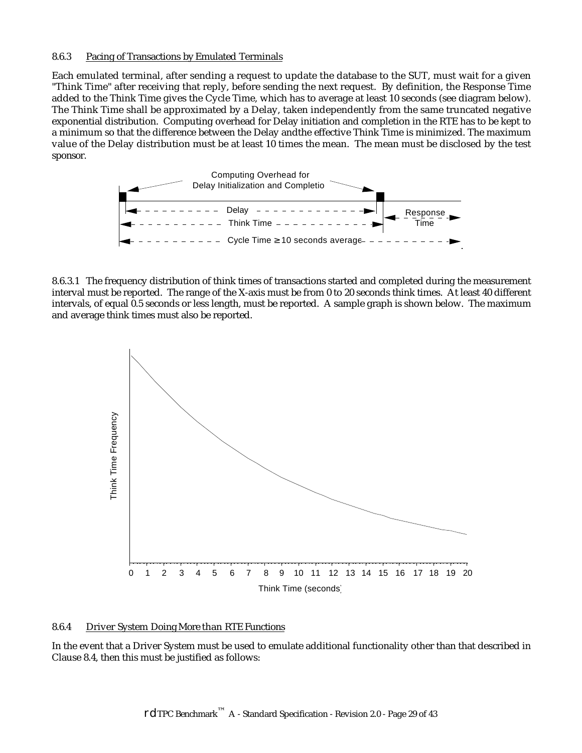8.6.3 Pacing of Transactions by Emulated Terminals

Each emulated terminal, after sending a request to update the database to the SUT, must wait for a given "Think Time" after receiving that reply, before sending the next request. By definition, the Response Time added to the Think Time gives the Cycle Time, which has to average at least 10 seconds (see diagram below). The Think Time shall be approximated by a Delay, taken independently from the same truncated negative exponential distribution. Computing overhead for Delay initiation and completion in the RTE has to be kept to a minimum so that the difference between the Delay andthe effective Think Time is minimized. The maximum value of the Delay distribution must be at least 10 times the mean. The mean must be disclosed by the test sponsor.

Computing Overhead for Delay Initialization and Completio

Delay

Think Time

Response Time

Cycle Time ≥ 10 seconds average

8.6.3.1 The frequency distribution of think times of transactions started and completed during the measurement interval must be reported. The range of the X-axis must be from 0 to 20 seconds think times. At least 40 different intervals, of equal 0.5 seconds or less length, must be reported. A sample graph is shown below. The maximum and average think times must also be reported.

Think Time Frequency

0 1 2 3 4 5 6 7 8 9 10 11 12 13 14 15 16 17 18 19 20

Think Time (seconds)

8.6.4 Driver System Doing More than RTE Functions

In the event that a Driver System must be used to emulate additional functionality other than that described in Clause 8.4, then this must be justified as follows: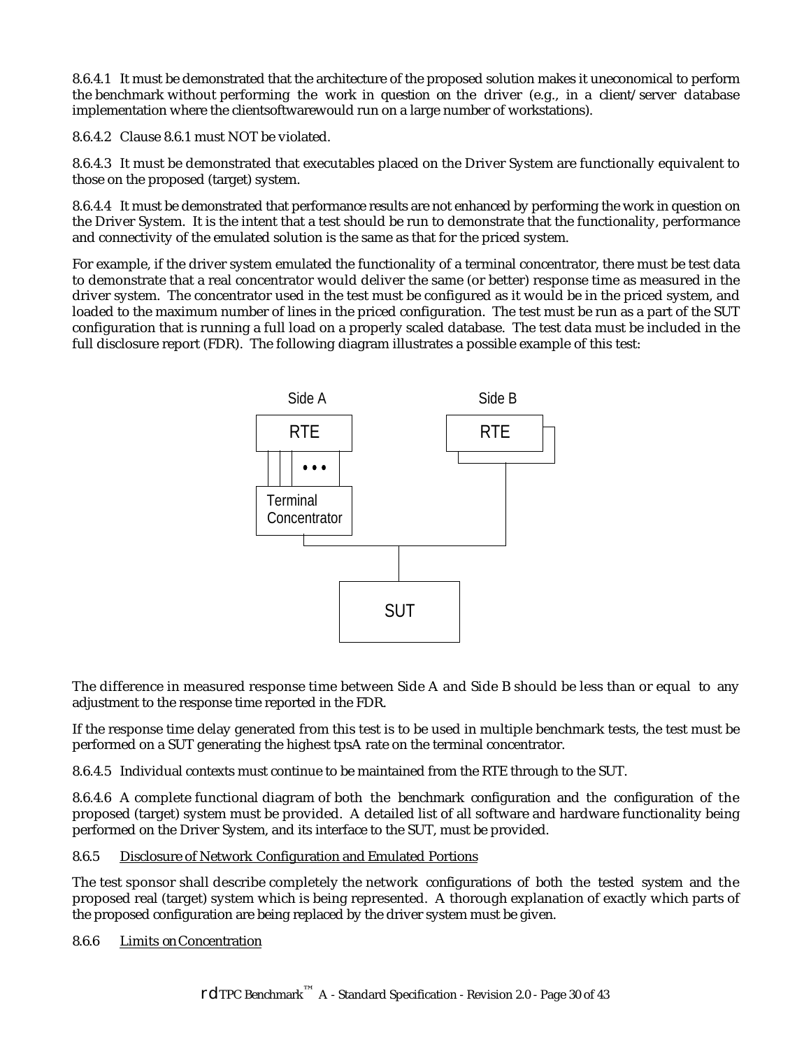8.6.4.1 It must be demonstrated that the architecture of the proposed solution makes it uneconomical to perform the benchmark without performing the work in question on the driver (e.g., in a client/server database implementation where the clientsoftwarewould run on a large number of workstations).

8.6.4.2 Clause 8.6.1 must NOT be violated.

8.6.4.3 It must be demonstrated that executables placed on the Driver System are functionally equivalent to those on the proposed (target) system.

8.6.4.4 It must be demonstrated that performance results are not enhanced by performing the work in question on the Driver System. It is the intent that a test should be run to demonstrate that the functionality, performance and connectivity of the emulated solution is the same as that for the priced system.

For example, if the driver system emulated the functionality of a terminal concentrator, there must be test data to demonstrate that a real concentrator would deliver the same (or better) response time as measured in the driver system. The concentrator used in the test must be configured as it would be in the priced system, and loaded to the maximum number of lines in the priced configuration. The test must be run as a part of the SUT configuration that is running a full load on a properly scaled database. The test data must be included in the full disclosure report (FDR). The following diagram illustrates a possible example of this test:

```
   Side A                 Side B
  +-------+             +-------+
  |  RTE  |             |  RTE  |-+
  +-------+             +-------+ |
   | | | ...              +-------+
  +------------+             |
  | Terminal   |             |
  | Concentrator|            |
  +------------+             |
        |                    |
        +---------+----------+
                  |
             +---------+
             |   SUT   |
             +---------+
```

The difference in measured response time between Side A and Side B should be less than or equal to any adjustment to the response time reported in the FDR.

If the response time delay generated from this test is to be used in multiple benchmark tests, the test must be performed on a SUT generating the highest tpsA rate on the terminal concentrator.

8.6.4.5 Individual contexts must continue to be maintained from the RTE through to the SUT.

8.6.4.6 A complete functional diagram of both the benchmark configuration and the configuration of the proposed (target) system must be provided. A detailed list of all software and hardware functionality being performed on the Driver System, and its interface to the SUT, must be provided.

8.6.5 Disclosure of Network Configuration and Emulated Portions

The test sponsor shall describe completely the network configurations of both the tested system and the proposed real (target) system which is being represented. A thorough explanation of exactly which parts of the proposed configuration are being replaced by the driver system must be given.

8.6.6 Limits on Concentration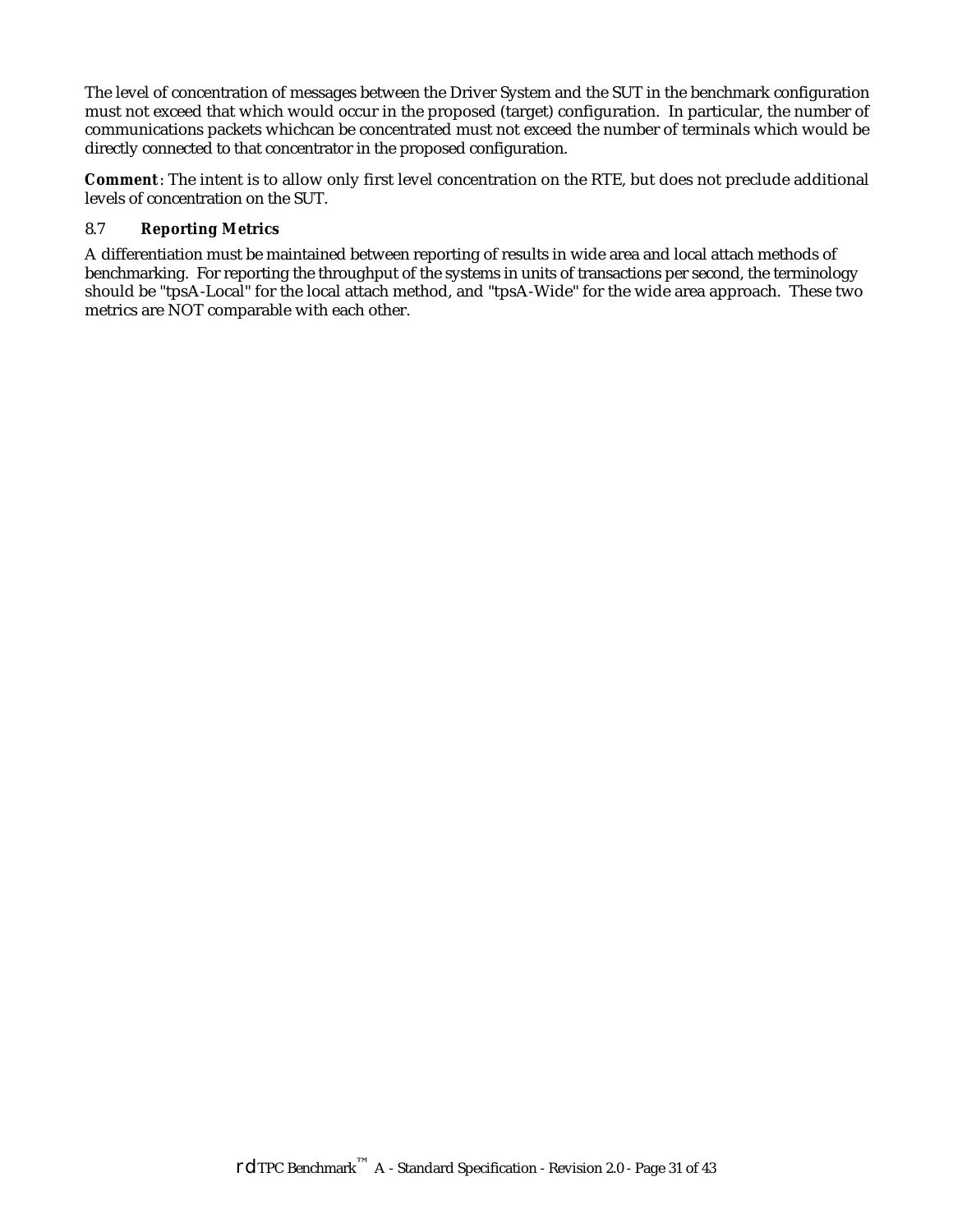The level of concentration of messages between the Driver System and the SUT in the benchmark configuration must not exceed that which would occur in the proposed (target) configuration. In particular, the number of communications packets whichcan be concentrated must not exceed the number of terminals which would be directly connected to that concentrator in the proposed configuration.

**Comment**: The intent is to allow only first level concentration on the RTE, but does not preclude additional levels of concentration on the SUT.

### 8.7 Reporting Metrics

A differentiation must be maintained between reporting of results in wide area and local attach methods of benchmarking. For reporting the throughput of the systems in units of transactions per second, the terminology should be "tpsA-Local" for the local attach method, and "tpsA-Wide" for the wide area approach. These two metrics are NOT comparable with each other.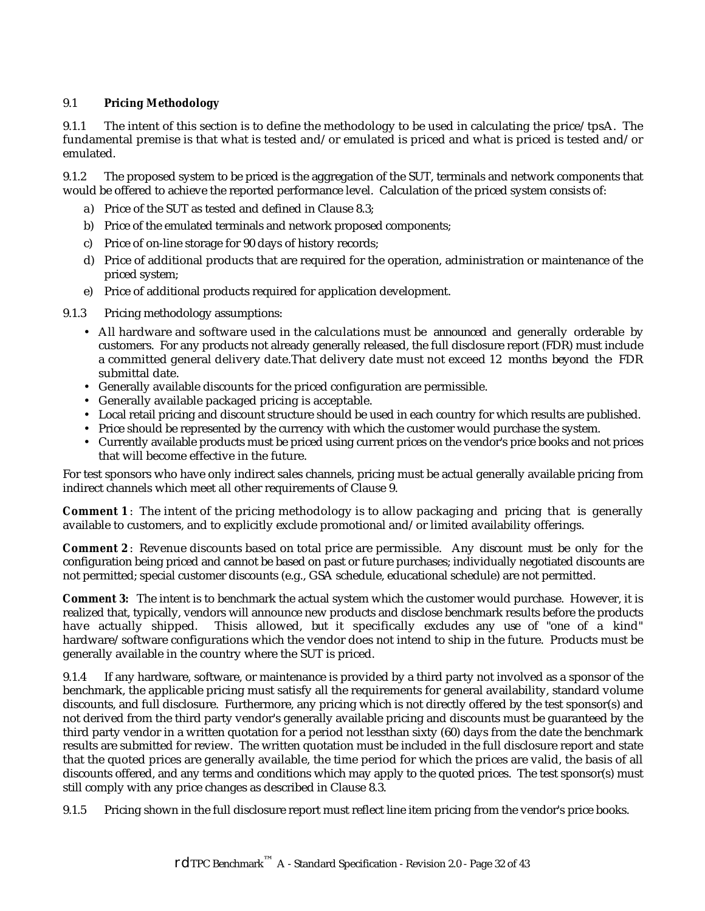## 9.1 Pricing Methodology

9.1.1 The intent of this section is to define the methodology to be used in calculating the price/tpsA. The fundamental premise is that what is tested and/or emulated is priced and what is priced is tested and/or emulated.

9.1.2 The proposed system to be priced is the aggregation of the SUT, terminals and network components that would be offered to achieve the reported performance level. Calculation of the priced system consists of:

a) Price of the SUT as tested and defined in Clause 8.3;
b) Price of the emulated terminals and network proposed components;
c) Price of on-line storage for 90 days of history records;
d) Price of additional products that are required for the operation, administration or maintenance of the priced system;
e) Price of additional products required for application development.

9.1.3 Pricing methodology assumptions:

- All hardware and software used in the calculations must be announced and generally orderable by customers. For any products not already generally released, the full disclosure report (FDR) must include a committed general delivery date.That delivery date must not exceed 12 months beyond the FDR submittal date.
- Generally available discounts for the priced configuration are permissible.
- Generally available packaged pricing is acceptable.
- Local retail pricing and discount structure should be used in each country for which results are published.
- Price should be represented by the currency with which the customer would purchase the system.
- Currently available products must be priced using current prices on the vendor's price books and not prices that will become effective in the future.

For test sponsors who have only indirect sales channels, pricing must be actual generally available pricing from indirect channels which meet all other requirements of Clause 9.

**Comment 1**: The intent of the pricing methodology is to allow packaging and pricing that is generally available to customers, and to explicitly exclude promotional and/or limited availability offerings.

**Comment 2**: Revenue discounts based on total price are permissible. Any discount must be only for the configuration being priced and cannot be based on past or future purchases; individually negotiated discounts are not permitted; special customer discounts (e.g., GSA schedule, educational schedule) are not permitted.

**Comment 3:** The intent is to benchmark the actual system which the customer would purchase. However, it is realized that, typically, vendors will announce new products and disclose benchmark results before the products have actually shipped. Thisis allowed, but it specifically excludes any use of "one of a kind" hardware/software configurations which the vendor does not intend to ship in the future. Products must be generally available in the country where the SUT is priced.

9.1.4 If any hardware, software, or maintenance is provided by a third party not involved as a sponsor of the benchmark, the applicable pricing must satisfy all the requirements for general availability, standard volume discounts, and full disclosure. Furthermore, any pricing which is not directly offered by the test sponsor(s) and not derived from the third party vendor's generally available pricing and discounts must be guaranteed by the third party vendor in a written quotation for a period not lessthan sixty (60) days from the date the benchmark results are submitted for review. The written quotation must be included in the full disclosure report and state that the quoted prices are generally available, the time period for which the prices are valid, the basis of all discounts offered, and any terms and conditions which may apply to the quoted prices. The test sponsor(s) must still comply with any price changes as described in Clause 8.3.

9.1.5 Pricing shown in the full disclosure report must reflect line item pricing from the vendor's price books.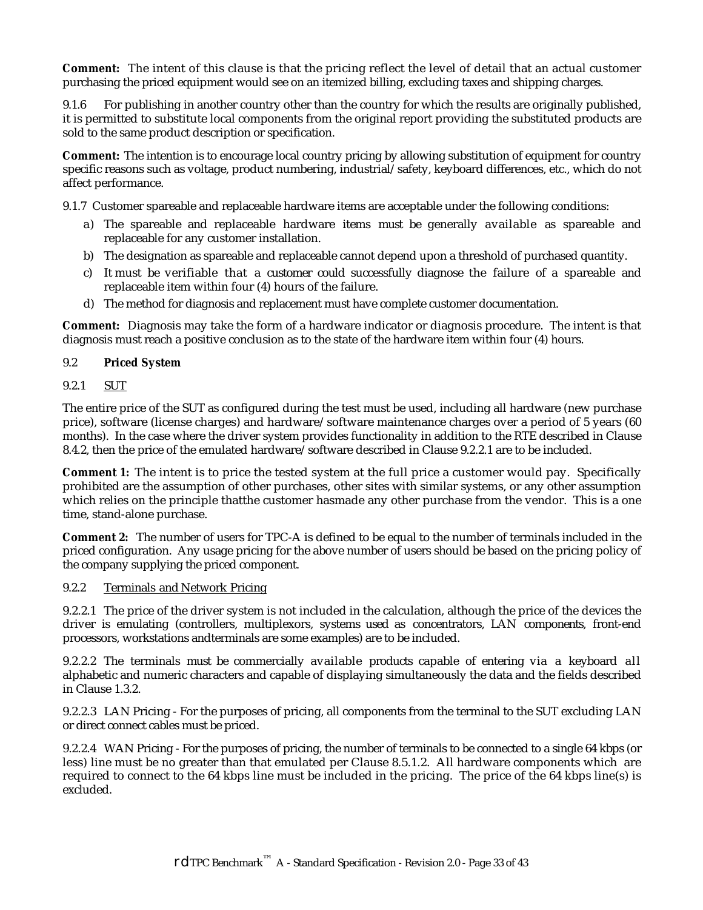**Comment:** The intent of this clause is that the pricing reflect the level of detail that an actual customer purchasing the priced equipment would see on an itemized billing, excluding taxes and shipping charges.

9.1.6 For publishing in another country other than the country for which the results are originally published, it is permitted to substitute local components from the original report providing the substituted products are sold to the same product description or specification.

**Comment:** The intention is to encourage local country pricing by allowing substitution of equipment for country specific reasons such as voltage, product numbering, industrial/safety, keyboard differences, etc., which do not affect performance.

9.1.7 Customer spareable and replaceable hardware items are acceptable under the following conditions:

a) The spareable and replaceable hardware items must be generally available as spareable and replaceable for any customer installation.
b) The designation as spareable and replaceable cannot depend upon a threshold of purchased quantity.
c) It must be verifiable that a customer could successfully diagnose the failure of a spareable and replaceable item within four (4) hours of the failure.
d) The method for diagnosis and replacement must have complete customer documentation.

**Comment:** Diagnosis may take the form of a hardware indicator or diagnosis procedure. The intent is that diagnosis must reach a positive conclusion as to the state of the hardware item within four (4) hours.

### 9.2 Priced System

#### 9.2.1 SUT

The entire price of the SUT as configured during the test must be used, including all hardware (new purchase price), software (license charges) and hardware/software maintenance charges over a period of 5 years (60 months). In the case where the driver system provides functionality in addition to the RTE described in Clause 8.4.2, then the price of the emulated hardware/software described in Clause 9.2.2.1 are to be included.

**Comment 1:** The intent is to price the tested system at the full price a customer would pay. Specifically prohibited are the assumption of other purchases, other sites with similar systems, or any other assumption which relies on the principle thatthe customer hasmade any other purchase from the vendor. This is a one time, stand-alone purchase.

**Comment 2:** The number of users for TPC-A is defined to be equal to the number of terminals included in the priced configuration. Any usage pricing for the above number of users should be based on the pricing policy of the company supplying the priced component.

#### 9.2.2 Terminals and Network Pricing

9.2.2.1 The price of the driver system is not included in the calculation, although the price of the devices the driver is emulating (controllers, multiplexors, systems used as concentrators, LAN components, front-end processors, workstations andterminals are some examples) are to be included.

9.2.2.2 The terminals must be commercially available products capable of entering via a keyboard all alphabetic and numeric characters and capable of displaying simultaneously the data and the fields described in Clause 1.3.2.

9.2.2.3 LAN Pricing - For the purposes of pricing, all components from the terminal to the SUT excluding LAN or direct connect cables must be priced.

9.2.2.4 WAN Pricing - For the purposes of pricing, the number of terminals to be connected to a single 64 kbps (or less) line must be no greater than that emulated per Clause 8.5.1.2. All hardware components which are required to connect to the 64 kbps line must be included in the pricing. The price of the 64 kbps line(s) is excluded.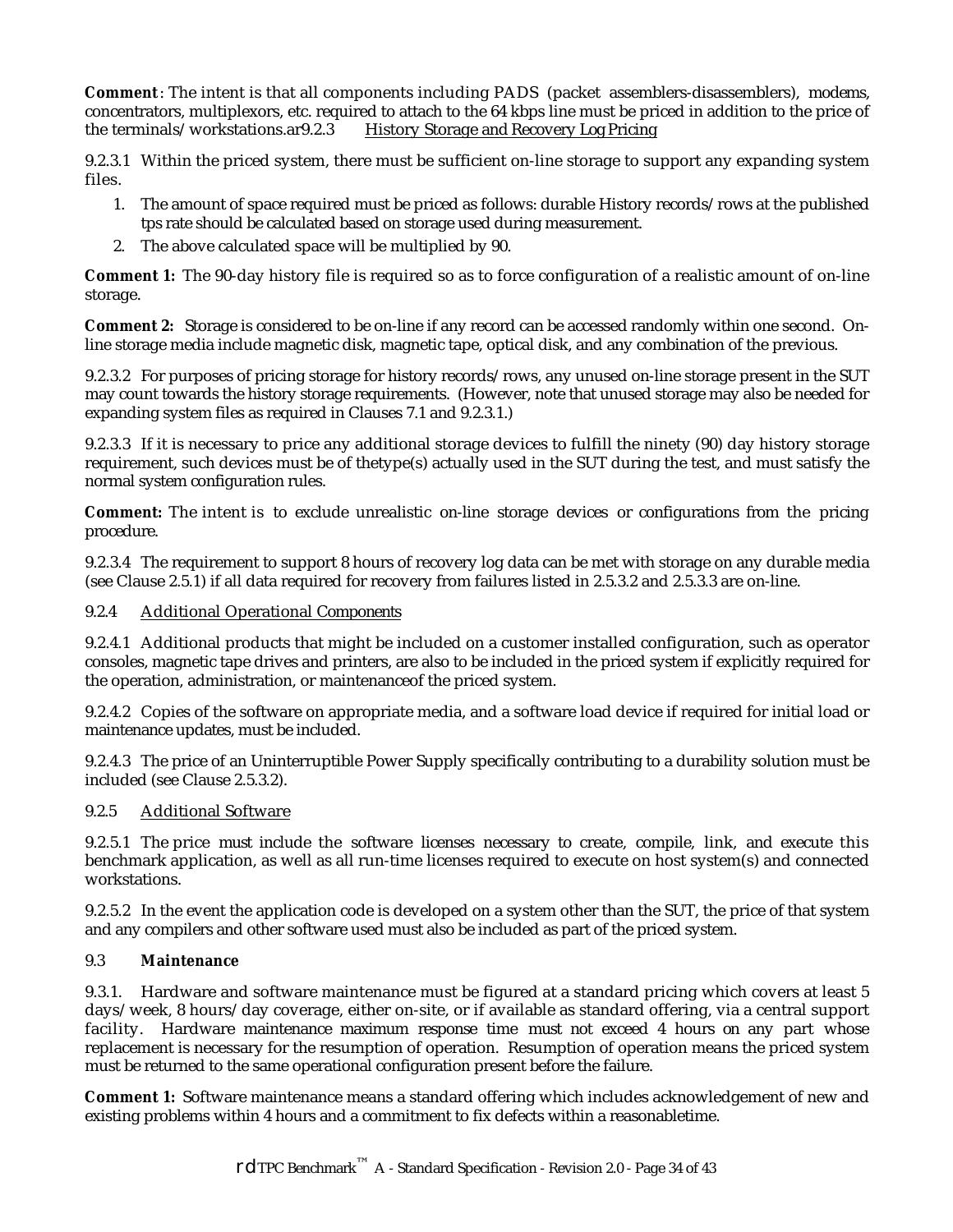**Comment**: The intent is that all components including PADS (packet assemblers-disassemblers), modems, concentrators, multiplexors, etc. required to attach to the 64 kbps line must be priced in addition to the price of the terminals/workstations.ar9.2.3 History Storage and Recovery Log Pricing

9.2.3.1 Within the priced system, there must be sufficient on-line storage to support any expanding system files.

1. The amount of space required must be priced as follows: durable History records/rows at the published tps rate should be calculated based on storage used during measurement.
2. The above calculated space will be multiplied by 90.

**Comment 1:** The 90-day history file is required so as to force configuration of a realistic amount of on-line storage.

**Comment 2:** Storage is considered to be on-line if any record can be accessed randomly within one second. On-line storage media include magnetic disk, magnetic tape, optical disk, and any combination of the previous.

9.2.3.2 For purposes of pricing storage for history records/rows, any unused on-line storage present in the SUT may count towards the history storage requirements. (However, note that unused storage may also be needed for expanding system files as required in Clauses 7.1 and 9.2.3.1.)

9.2.3.3 If it is necessary to price any additional storage devices to fulfill the ninety (90) day history storage requirement, such devices must be of thetype(s) actually used in the SUT during the test, and must satisfy the normal system configuration rules.

**Comment:** The intent is to exclude unrealistic on-line storage devices or configurations from the pricing procedure.

9.2.3.4 The requirement to support 8 hours of recovery log data can be met with storage on any durable media (see Clause 2.5.1) if all data required for recovery from failures listed in 2.5.3.2 and 2.5.3.3 are on-line.

9.2.4 Additional Operational Components

9.2.4.1 Additional products that might be included on a customer installed configuration, such as operator consoles, magnetic tape drives and printers, are also to be included in the priced system if explicitly required for the operation, administration, or maintenanceof the priced system.

9.2.4.2 Copies of the software on appropriate media, and a software load device if required for initial load or maintenance updates, must be included.

9.2.4.3 The price of an Uninterruptible Power Supply specifically contributing to a durability solution must be included (see Clause 2.5.3.2).

9.2.5 Additional Software

9.2.5.1 The price must include the software licenses necessary to create, compile, link, and execute this benchmark application, as well as all run-time licenses required to execute on host system(s) and connected workstations.

9.2.5.2 In the event the application code is developed on a system other than the SUT, the price of that system and any compilers and other software used must also be included as part of the priced system.

## 9.3 Maintenance

9.3.1. Hardware and software maintenance must be figured at a standard pricing which covers at least 5 days/week, 8 hours/day coverage, either on-site, or if available as standard offering, via a central support facility. Hardware maintenance maximum response time must not exceed 4 hours on any part whose replacement is necessary for the resumption of operation. Resumption of operation means the priced system must be returned to the same operational configuration present before the failure.

**Comment 1:** Software maintenance means a standard offering which includes acknowledgement of new and existing problems within 4 hours and a commitment to fix defects within a reasonabletime.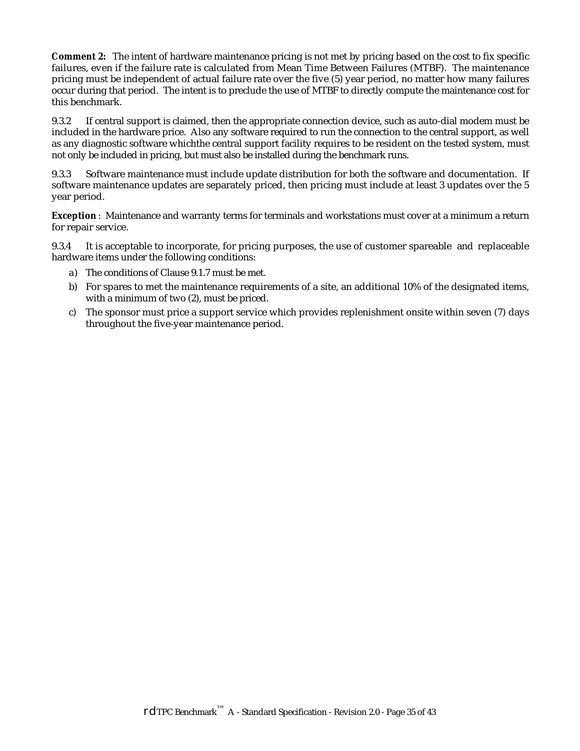**Comment 2:** The intent of hardware maintenance pricing is not met by pricing based on the cost to fix specific failures, even if the failure rate is calculated from Mean Time Between Failures (MTBF). The maintenance pricing must be independent of actual failure rate over the five (5) year period, no matter how many failures occur during that period. The intent is to preclude the use of MTBF to directly compute the maintenance cost for this benchmark.

9.3.2 If central support is claimed, then the appropriate connection device, such as auto-dial modem must be included in the hardware price. Also any software required to run the connection to the central support, as well as any diagnostic software whichthe central support facility requires to be resident on the tested system, must not only be included in pricing, but must also be installed during the benchmark runs.

9.3.3 Software maintenance must include update distribution for both the software and documentation. If software maintenance updates are separately priced, then pricing must include at least 3 updates over the 5 year period.

**Exception** : Maintenance and warranty terms for terminals and workstations must cover at a minimum a return for repair service.

9.3.4 It is acceptable to incorporate, for pricing purposes, the use of customer spareable and replaceable hardware items under the following conditions:

a) The conditions of Clause 9.1.7 must be met.

b) For spares to met the maintenance requirements of a site, an additional 10% of the designated items, with a minimum of two (2), must be priced.

c) The sponsor must price a support service which provides replenishment onsite within seven (7) days throughout the five-year maintenance period.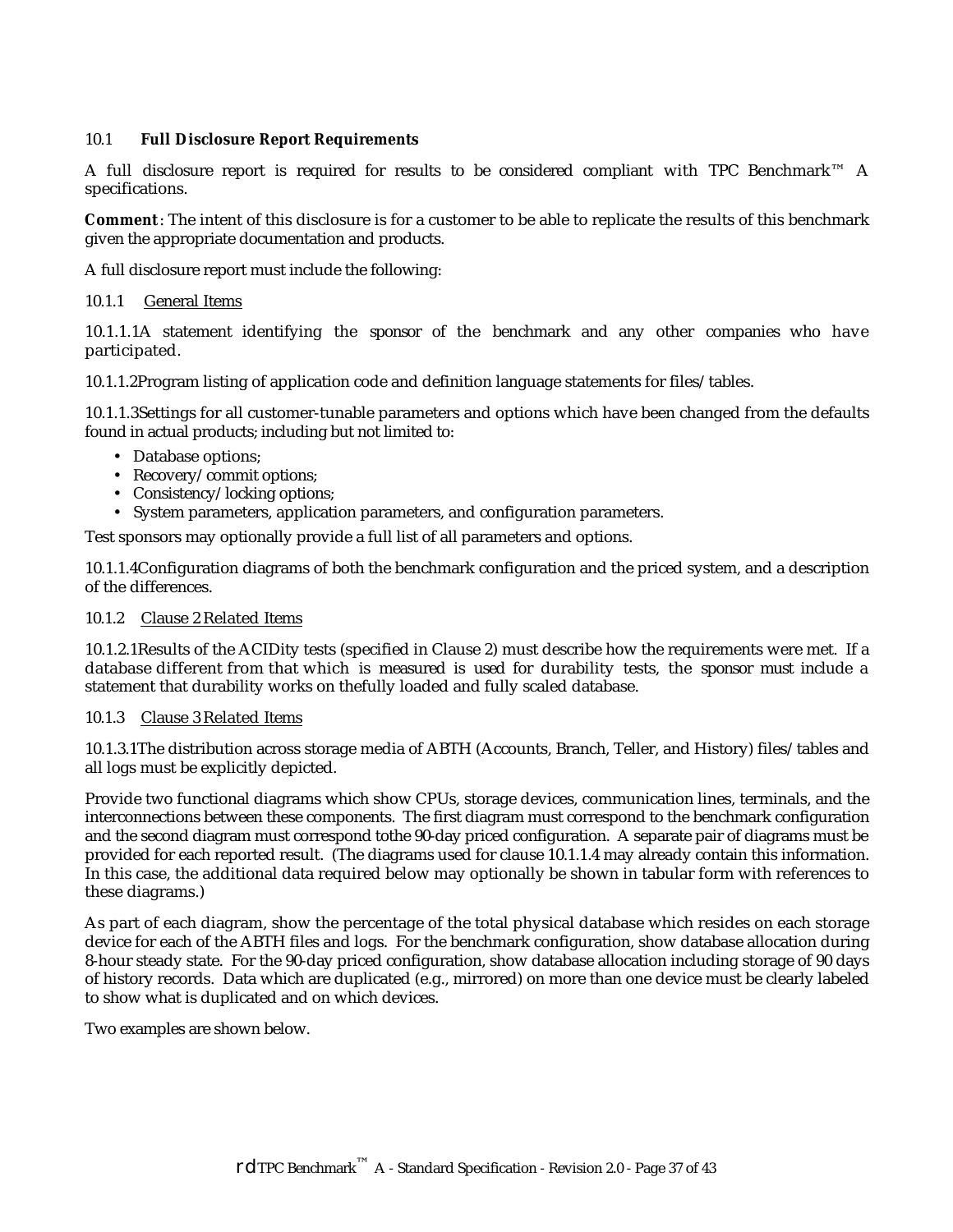## 10.1 Full Disclosure Report Requirements

A full disclosure report is required for results to be considered compliant with TPC Benchmark™ A specifications.

**Comment**: The intent of this disclosure is for a customer to be able to replicate the results of this benchmark given the appropriate documentation and products.

A full disclosure report must include the following:

### 10.1.1 General Items

10.1.1.1 A statement identifying the sponsor of the benchmark and any other companies who have participated.

10.1.1.2 Program listing of application code and definition language statements for files/tables.

10.1.1.3 Settings for all customer-tunable parameters and options which have been changed from the defaults found in actual products; including but not limited to:

- Database options;
- Recovery/commit options;
- Consistency/locking options;
- System parameters, application parameters, and configuration parameters.

Test sponsors may optionally provide a full list of all parameters and options.

10.1.1.4 Configuration diagrams of both the benchmark configuration and the priced system, and a description of the differences.

### 10.1.2 Clause 2 Related Items

10.1.2.1 Results of the ACIDity tests (specified in Clause 2) must describe how the requirements were met. If a database different from that which is measured is used for durability tests, the sponsor must include a statement that durability works on thefully loaded and fully scaled database.

### 10.1.3 Clause 3 Related Items

10.1.3.1 The distribution across storage media of ABTH (Accounts, Branch, Teller, and History) files/tables and all logs must be explicitly depicted.

Provide two functional diagrams which show CPUs, storage devices, communication lines, terminals, and the interconnections between these components. The first diagram must correspond to the benchmark configuration and the second diagram must correspond tothe 90-day priced configuration. A separate pair of diagrams must be provided for each reported result. (The diagrams used for clause 10.1.1.4 may already contain this information. In this case, the additional data required below may optionally be shown in tabular form with references to these diagrams.)

As part of each diagram, show the percentage of the total physical database which resides on each storage device for each of the ABTH files and logs. For the benchmark configuration, show database allocation during 8-hour steady state. For the 90-day priced configuration, show database allocation including storage of 90 days of history records. Data which are duplicated (e.g., mirrored) on more than one device must be clearly labeled to show what is duplicated and on which devices.

Two examples are shown below.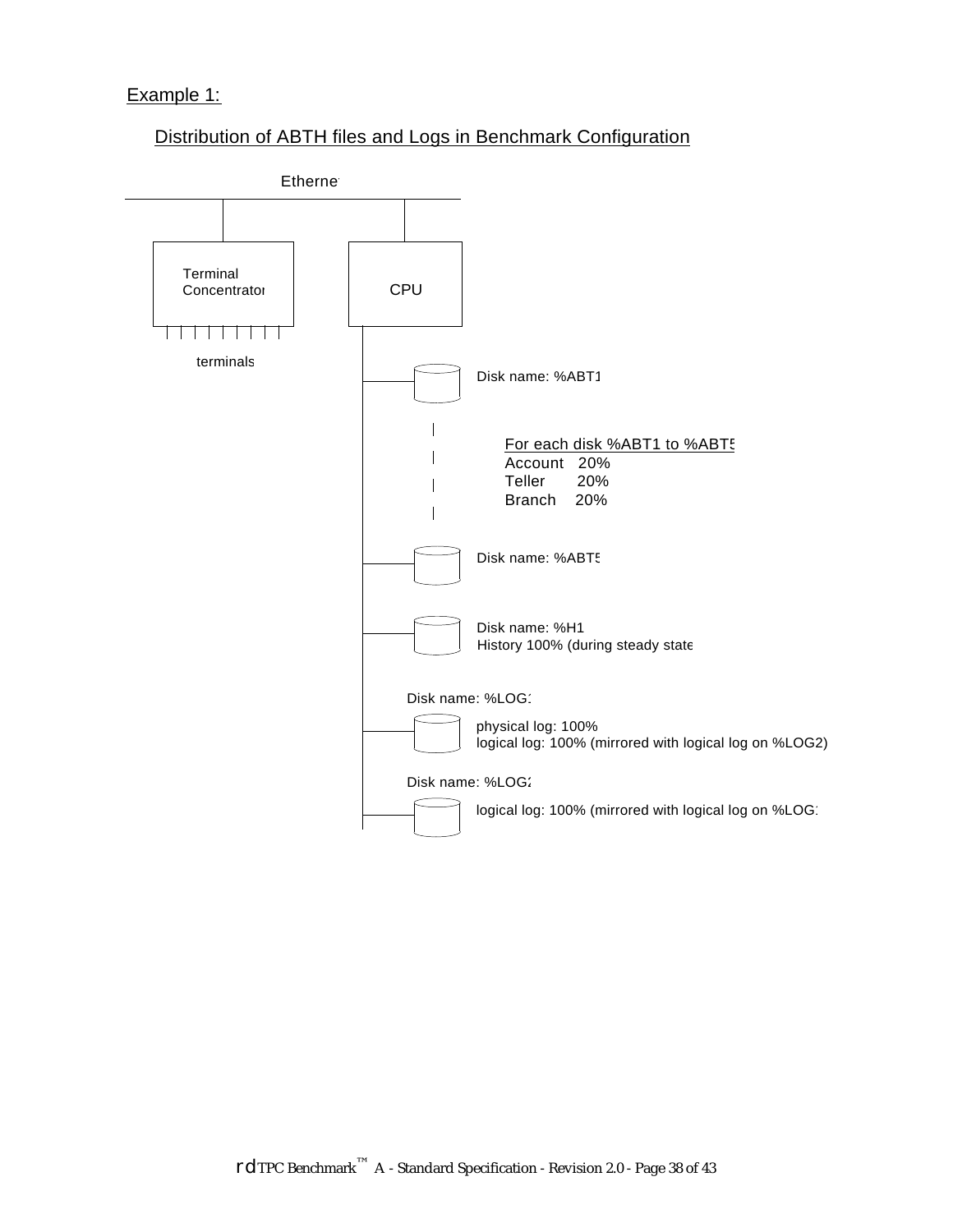Example 1:

Distribution of ABTH files and Logs in Benchmark Configuration

Ethernet

Terminal Concentrator

CPU

terminals

Disk name: %ABT1

For each disk %ABT1 to %ABT5
Account 20%
Teller 20%
Branch 20%

Disk name: %ABT5

Disk name: %H1
History 100% (during steady state

Disk name: %LOG1

physical log: 100%
logical log: 100% (mirrored with logical log on %LOG2)

Disk name: %LOG2

logical log: 100% (mirrored with logical log on %LOG1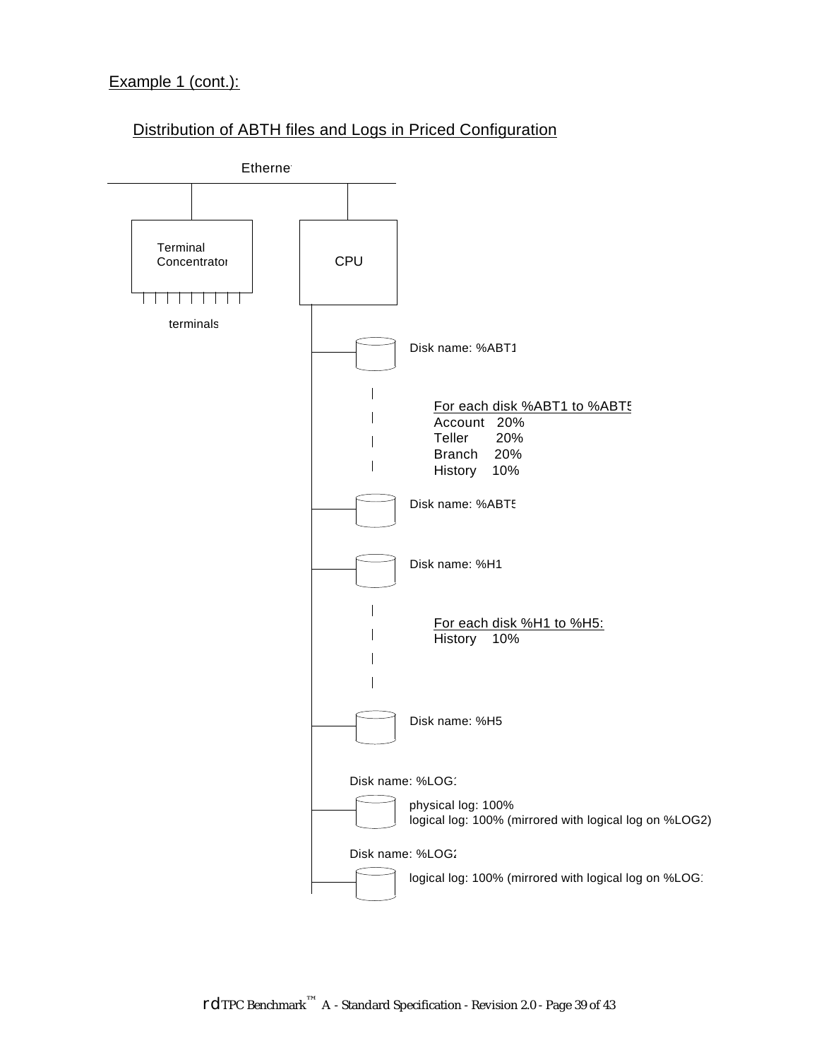Example 1 (cont.):

Distribution of ABTH files and Logs in Priced Configuration

Ethernet

Terminal Concentrator

terminals

CPU

Disk name: %ABT1

For each disk %ABT1 to %ABT5
Account 20%
Teller 20%
Branch 20%
History 10%

Disk name: %ABT5

Disk name: %H1

For each disk %H1 to %H5:
History 10%

Disk name: %H5

Disk name: %LOG1

physical log: 100%
logical log: 100% (mirrored with logical log on %LOG2)

Disk name: %LOG2

logical log: 100% (mirrored with logical log on %LOG1)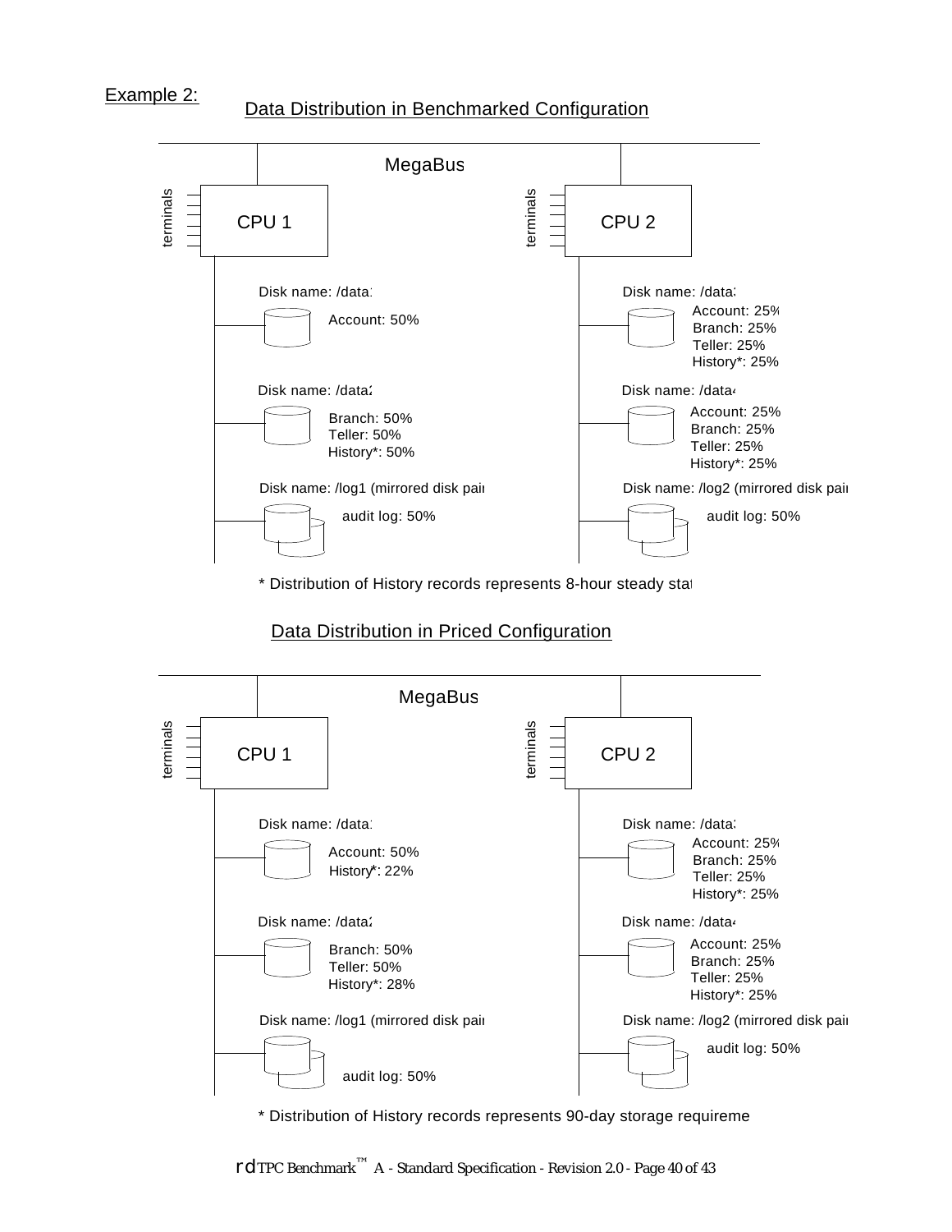Example 2:

## Data Distribution in Benchmarked Configuration

MegaBus

terminals — CPU 1

Disk name: /data1
- Account: 50%

Disk name: /data2
- Branch: 50%
- Teller: 50%
- History*: 50%

Disk name: /log1 (mirrored disk pair)
- audit log: 50%

terminals — CPU 2

Disk name: /data3
- Account: 25%
- Branch: 25%
- Teller: 25%
- History*: 25%

Disk name: /data4
- Account: 25%
- Branch: 25%
- Teller: 25%
- History*: 25%

Disk name: /log2 (mirrored disk pair)
- audit log: 50%

\* Distribution of History records represents 8-hour steady state

## Data Distribution in Priced Configuration

MegaBus

terminals — CPU 1

Disk name: /data1
- Account: 50%
- History*: 22%

Disk name: /data2
- Branch: 50%
- Teller: 50%
- History*: 28%

Disk name: /log1 (mirrored disk pair)
- audit log: 50%

terminals — CPU 2

Disk name: /data3
- Account: 25%
- Branch: 25%
- Teller: 25%
- History*: 25%

Disk name: /data4
- Account: 25%
- Branch: 25%
- Teller: 25%
- History*: 25%

Disk name: /log2 (mirrored disk pair)
- audit log: 50%

\* Distribution of History records represents 90-day storage requirement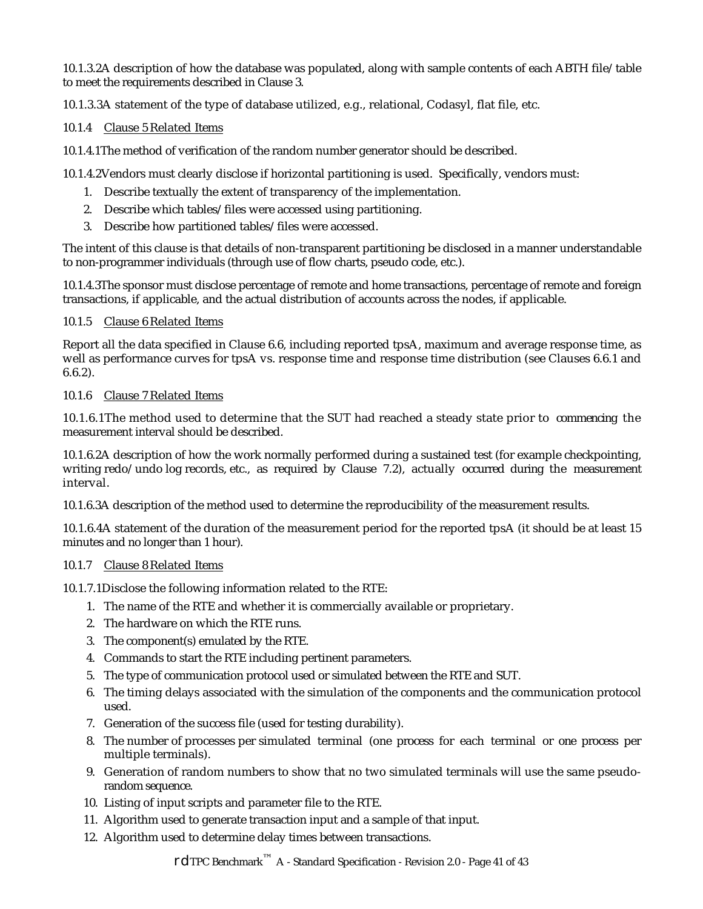10.1.3.2A description of how the database was populated, along with sample contents of each ABTH file/table to meet the requirements described in Clause 3.

10.1.3.3A statement of the type of database utilized, e.g., relational, Codasyl, flat file, etc.

10.1.4 Clause 5 Related Items

10.1.4.1The method of verification of the random number generator should be described.

10.1.4.2Vendors must clearly disclose if horizontal partitioning is used. Specifically, vendors must:

1. Describe textually the extent of transparency of the implementation.
2. Describe which tables/files were accessed using partitioning.
3. Describe how partitioned tables/files were accessed.

The intent of this clause is that details of non-transparent partitioning be disclosed in a manner understandable to non-programmer individuals (through use of flow charts, pseudo code, etc.).

10.1.4.3The sponsor must disclose percentage of remote and home transactions, percentage of remote and foreign transactions, if applicable, and the actual distribution of accounts across the nodes, if applicable.

10.1.5 Clause 6 Related Items

Report all the data specified in Clause 6.6, including reported tpsA, maximum and average response time, as well as performance curves for tpsA vs. response time and response time distribution (see Clauses 6.6.1 and 6.6.2).

10.1.6 Clause 7 Related Items

10.1.6.1The method used to determine that the SUT had reached a steady state prior to commencing the measurement interval should be described.

10.1.6.2A description of how the work normally performed during a sustained test (for example checkpointing, writing redo/undo log records, etc., as required by Clause 7.2), actually occurred during the measurement interval.

10.1.6.3A description of the method used to determine the reproducibility of the measurement results.

10.1.6.4A statement of the duration of the measurement period for the reported tpsA (it should be at least 15 minutes and no longer than 1 hour).

10.1.7 Clause 8 Related Items

10.1.7.1Disclose the following information related to the RTE:

1. The name of the RTE and whether it is commercially available or proprietary.
2. The hardware on which the RTE runs.
3. The component(s) emulated by the RTE.
4. Commands to start the RTE including pertinent parameters.
5. The type of communication protocol used or simulated between the RTE and SUT.
6. The timing delays associated with the simulation of the components and the communication protocol used.
7. Generation of the success file (used for testing durability).
8. The number of processes per simulated terminal (one process for each terminal or one process per multiple terminals).
9. Generation of random numbers to show that no two simulated terminals will use the same pseudo-random sequence.
10. Listing of input scripts and parameter file to the RTE.
11. Algorithm used to generate transaction input and a sample of that input.
12. Algorithm used to determine delay times between transactions.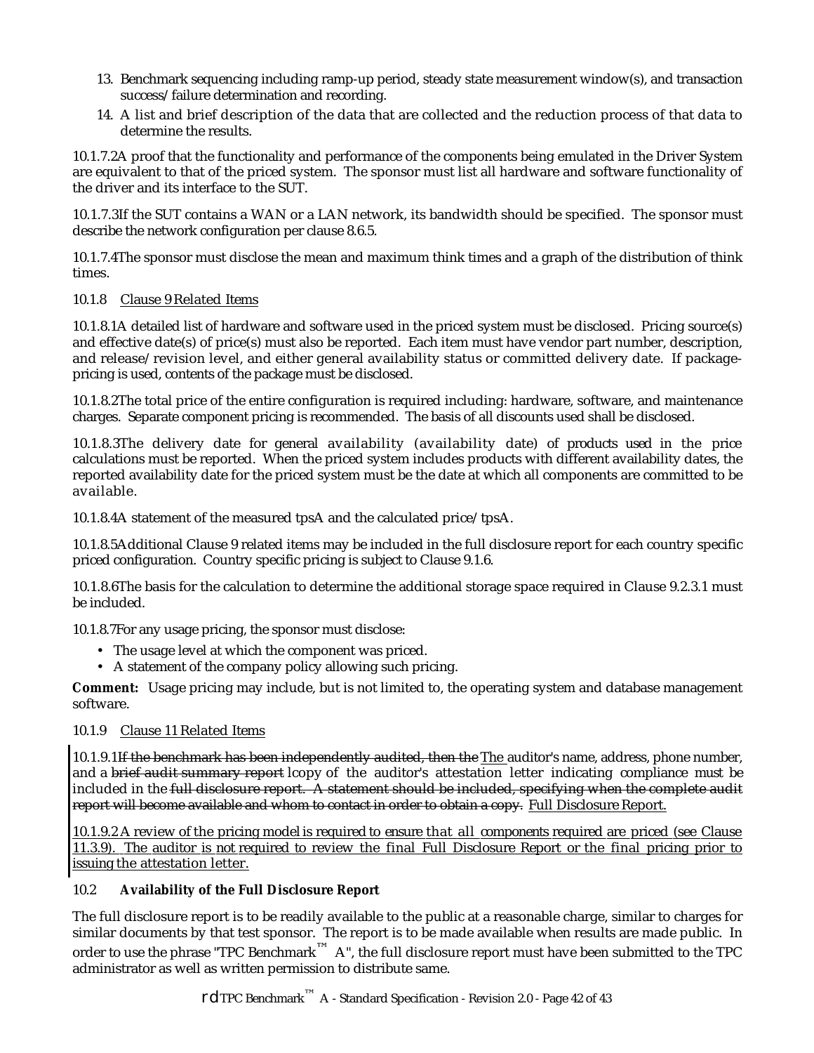13. Benchmark sequencing including ramp-up period, steady state measurement window(s), and transaction success/failure determination and recording.
14. A list and brief description of the data that are collected and the reduction process of that data to determine the results.

10.1.7.2 A proof that the functionality and performance of the components being emulated in the Driver System are equivalent to that of the priced system. The sponsor must list all hardware and software functionality of the driver and its interface to the SUT.

10.1.7.3 If the SUT contains a WAN or a LAN network, its bandwidth should be specified. The sponsor must describe the network configuration per clause 8.6.5.

10.1.7.4 The sponsor must disclose the mean and maximum think times and a graph of the distribution of think times.

10.1.8 Clause 9 Related Items

10.1.8.1 A detailed list of hardware and software used in the priced system must be disclosed. Pricing source(s) and effective date(s) of price(s) must also be reported. Each item must have vendor part number, description, and release/revision level, and either general availability status or committed delivery date. If package-pricing is used, contents of the package must be disclosed.

10.1.8.2 The total price of the entire configuration is required including: hardware, software, and maintenance charges. Separate component pricing is recommended. The basis of all discounts used shall be disclosed.

10.1.8.3 The delivery date for general availability (availability date) of products used in the price calculations must be reported. When the priced system includes products with different availability dates, the reported availability date for the priced system must be the date at which all components are committed to be available.

10.1.8.4 A statement of the measured tpsA and the calculated price/tpsA.

10.1.8.5 Additional Clause 9 related items may be included in the full disclosure report for each country specific priced configuration. Country specific pricing is subject to Clause 9.1.6.

10.1.8.6 The basis for the calculation to determine the additional storage space required in Clause 9.2.3.1 must be included.

10.1.8.7 For any usage pricing, the sponsor must disclose:

- The usage level at which the component was priced.
- A statement of the company policy allowing such pricing.

**Comment:** Usage pricing may include, but is not limited to, the operating system and database management software.

10.1.9 Clause 11 Related Items

10.1.9.1 ~~If the benchmark has been independently audited, then the~~ The auditor's name, address, phone number, and a ~~brief audit summary report~~ lcopy of the auditor's attestation letter indicating compliance must be included in the ~~full disclosure report. A statement should be included, specifying when the complete audit report will become available and whom to contact in order to obtain a copy.~~ Full Disclosure Report.

10.1.9.2 A review of the pricing model is required to ensure that all components required are priced (see Clause 11.3.9). The auditor is not required to review the final Full Disclosure Report or the final pricing prior to issuing the attestation letter.

## 10.2 Availability of the Full Disclosure Report

The full disclosure report is to be readily available to the public at a reasonable charge, similar to charges for similar documents by that test sponsor. The report is to be made available when results are made public. In order to use the phrase "TPC Benchmark™ A", the full disclosure report must have been submitted to the TPC administrator as well as written permission to distribute same.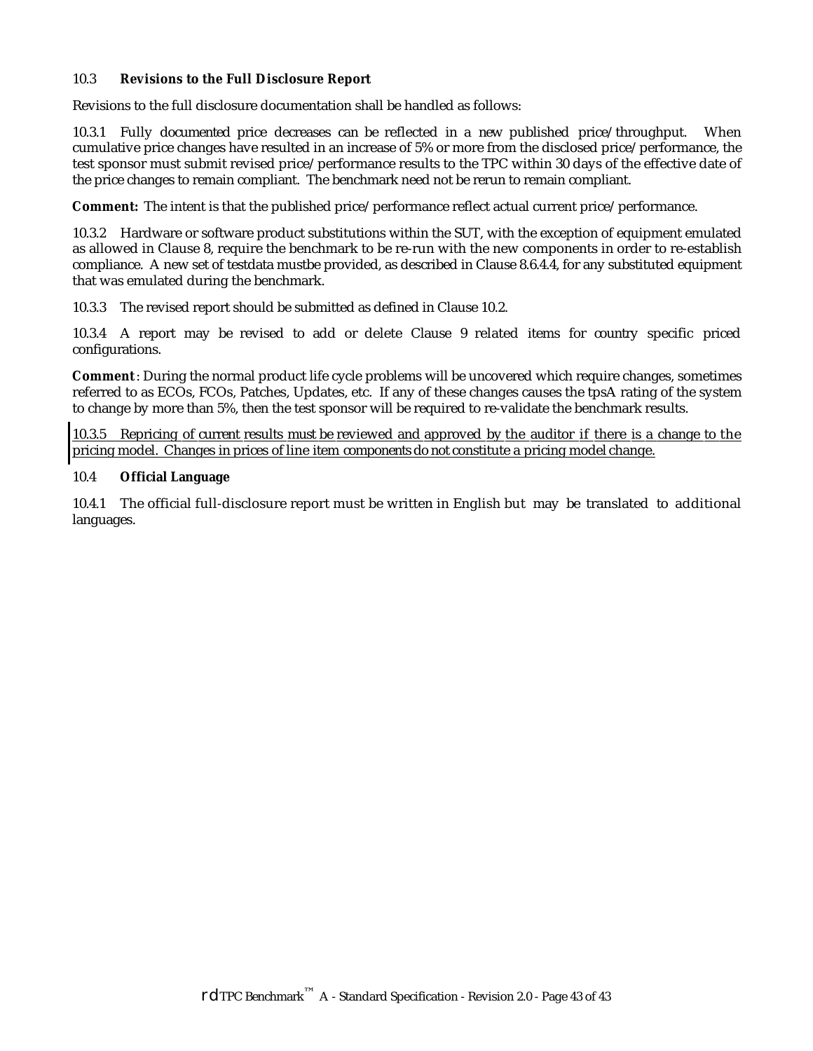### 10.3 Revisions to the Full Disclosure Report

Revisions to the full disclosure documentation shall be handled as follows:

10.3.1 Fully documented price decreases can be reflected in a new published price/throughput. When cumulative price changes have resulted in an increase of 5% or more from the disclosed price/performance, the test sponsor must submit revised price/performance results to the TPC within 30 days of the effective date of the price changes to remain compliant. The benchmark need not be rerun to remain compliant.

**Comment:** The intent is that the published price/performance reflect actual current price/performance.

10.3.2 Hardware or software product substitutions within the SUT, with the exception of equipment emulated as allowed in Clause 8, require the benchmark to be re-run with the new components in order to re-establish compliance. A new set of testdata mustbe provided, as described in Clause 8.6.4.4, for any substituted equipment that was emulated during the benchmark.

10.3.3 The revised report should be submitted as defined in Clause 10.2.

10.3.4 A report may be revised to add or delete Clause 9 related items for country specific priced configurations.

**Comment**: During the normal product life cycle problems will be uncovered which require changes, sometimes referred to as ECOs, FCOs, Patches, Updates, etc. If any of these changes causes the tpsA rating of the system to change by more than 5%, then the test sponsor will be required to re-validate the benchmark results.

10.3.5 Repricing of current results must be reviewed and approved by the auditor if there is a change to the pricing model. Changes in prices of line item components do not constitute a pricing model change.

### 10.4 Official Language

10.4.1 The official full-disclosure report must be written in English but may be translated to additional languages.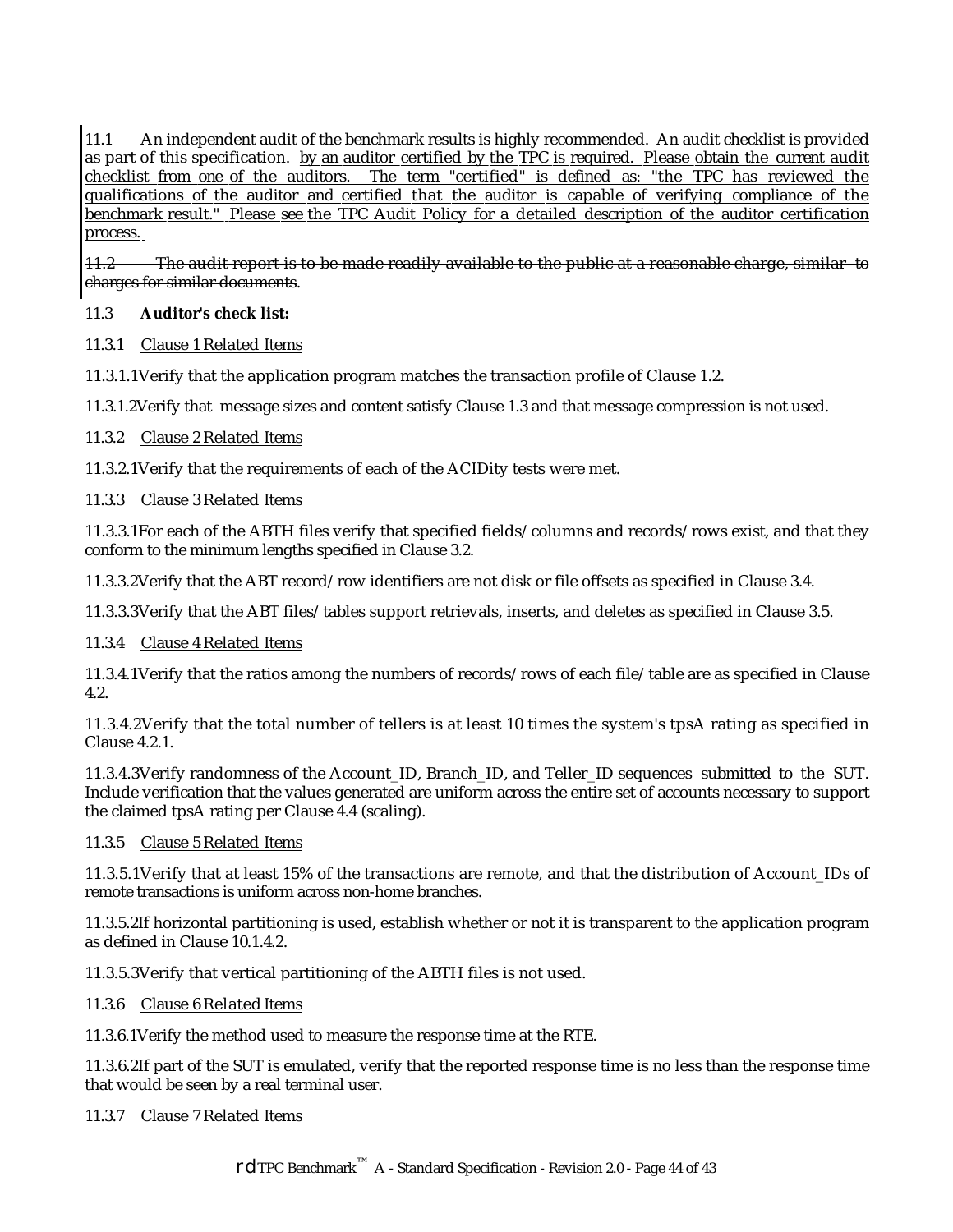11.1 An independent audit of the benchmark results ~~is highly recommended. An audit checklist is provided as part of this specification.~~ by an auditor certified by the TPC is required. Please obtain the current audit checklist from one of the auditors. The term "certified" is defined as: "the TPC has reviewed the qualifications of the auditor and certified that the auditor is capable of verifying compliance of the benchmark result." Please see the TPC Audit Policy for a detailed description of the auditor certification process.

~~11.2 The audit report is to be made readily available to the public at a reasonable charge, similar to charges for similar documents.~~

11.3 **Auditor's check list:**

11.3.1 Clause 1 Related Items

11.3.1.1 Verify that the application program matches the transaction profile of Clause 1.2.

11.3.1.2 Verify that message sizes and content satisfy Clause 1.3 and that message compression is not used.

11.3.2 Clause 2 Related Items

11.3.2.1 Verify that the requirements of each of the ACIDity tests were met.

11.3.3 Clause 3 Related Items

11.3.3.1 For each of the ABTH files verify that specified fields/columns and records/rows exist, and that they conform to the minimum lengths specified in Clause 3.2.

11.3.3.2 Verify that the ABT record/row identifiers are not disk or file offsets as specified in Clause 3.4.

11.3.3.3 Verify that the ABT files/tables support retrievals, inserts, and deletes as specified in Clause 3.5.

11.3.4 Clause 4 Related Items

11.3.4.1 Verify that the ratios among the numbers of records/rows of each file/table are as specified in Clause 4.2.

11.3.4.2 Verify that the total number of tellers is at least 10 times the system's tpsA rating as specified in Clause 4.2.1.

11.3.4.3 Verify randomness of the Account_ID, Branch_ID, and Teller_ID sequences submitted to the SUT. Include verification that the values generated are uniform across the entire set of accounts necessary to support the claimed tpsA rating per Clause 4.4 (scaling).

11.3.5 Clause 5 Related Items

11.3.5.1 Verify that at least 15% of the transactions are remote, and that the distribution of Account_IDs of remote transactions is uniform across non-home branches.

11.3.5.2 If horizontal partitioning is used, establish whether or not it is transparent to the application program as defined in Clause 10.1.4.2.

11.3.5.3 Verify that vertical partitioning of the ABTH files is not used.

11.3.6 Clause 6 Related Items

11.3.6.1 Verify the method used to measure the response time at the RTE.

11.3.6.2 If part of the SUT is emulated, verify that the reported response time is no less than the response time that would be seen by a real terminal user.

11.3.7 Clause 7 Related Items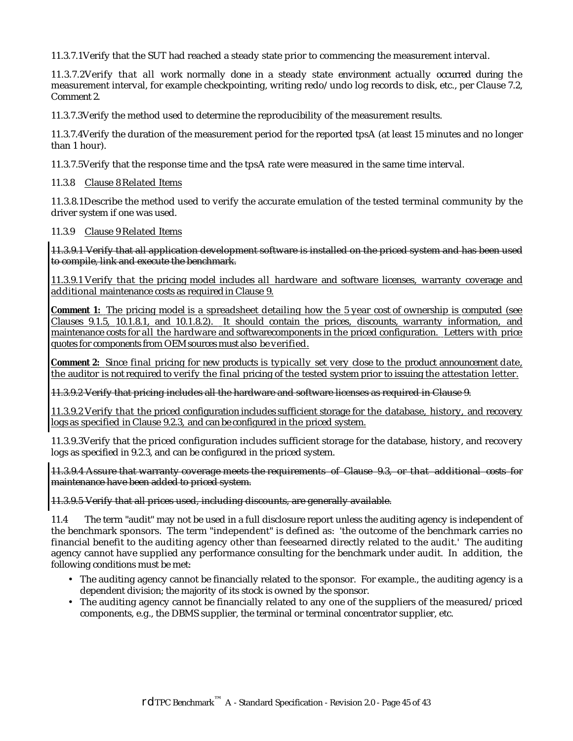11.3.7.1Verify that the SUT had reached a steady state prior to commencing the measurement interval.

11.3.7.2Verify that all work normally done in a steady state environment actually occurred during the measurement interval, for example checkpointing, writing redo/undo log records to disk, etc., per Clause 7.2, Comment 2.

11.3.7.3Verify the method used to determine the reproducibility of the measurement results.

11.3.7.4Verify the duration of the measurement period for the reported tpsA (at least 15 minutes and no longer than 1 hour).

11.3.7.5Verify that the response time and the tpsA rate were measured in the same time interval.

11.3.8 Clause 8 Related Items

11.3.8.1Describe the method used to verify the accurate emulation of the tested terminal community by the driver system if one was used.

11.3.9 Clause 9 Related Items

~~11.3.9.1 Verify that all application development software is installed on the priced system and has been used to compile, link and execute the benchmark.~~

11.3.9.1 Verify that the pricing model includes all hardware and software licenses, warranty coverage and additional maintenance costs as required in Clause 9.

**Comment 1:** The pricing model is a spreadsheet detailing how the 5 year cost of ownership is computed (see Clauses 9.1.5, 10.1.8.1, and 10.1.8.2). It should contain the prices, discounts, warranty information, and maintenance costs for all the hardware and softwarecomponents in the priced configuration. Letters with price quotes for components from OEM sources must also be verified.

**Comment 2:** Since final pricing for new products is typically set very close to the product announcement date, the auditor is not required to verify the final pricing of the tested system prior to issuing the attestation letter.

~~11.3.9.2 Verify that pricing includes all the hardware and software licenses as required in Clause 9.~~

11.3.9.2 Verify that the priced configuration includes sufficient storage for the database, history, and recovery logs as specified in Clause 9.2.3, and can be configured in the priced system.

11.3.9.3Verify that the priced configuration includes sufficient storage for the database, history, and recovery logs as specified in 9.2.3, and can be configured in the priced system.

~~11.3.9.4 Assure that warranty coverage meets the requirements of Clause 9.3, or that additional costs for maintenance have been added to priced system.~~

~~11.3.9.5 Verify that all prices used, including discounts, are generally available.~~

11.4 The term "audit" may not be used in a full disclosure report unless the auditing agency is independent of the benchmark sponsors. The term "independent" is defined as: 'the outcome of the benchmark carries no financial benefit to the auditing agency other than feesearned directly related to the audit.' The auditing agency cannot have supplied any performance consulting for the benchmark under audit. In addition, the following conditions must be met:

- The auditing agency cannot be financially related to the sponsor. For example., the auditing agency is a dependent division; the majority of its stock is owned by the sponsor.
- The auditing agency cannot be financially related to any one of the suppliers of the measured/priced components, e.g., the DBMS supplier, the terminal or terminal concentrator supplier, etc.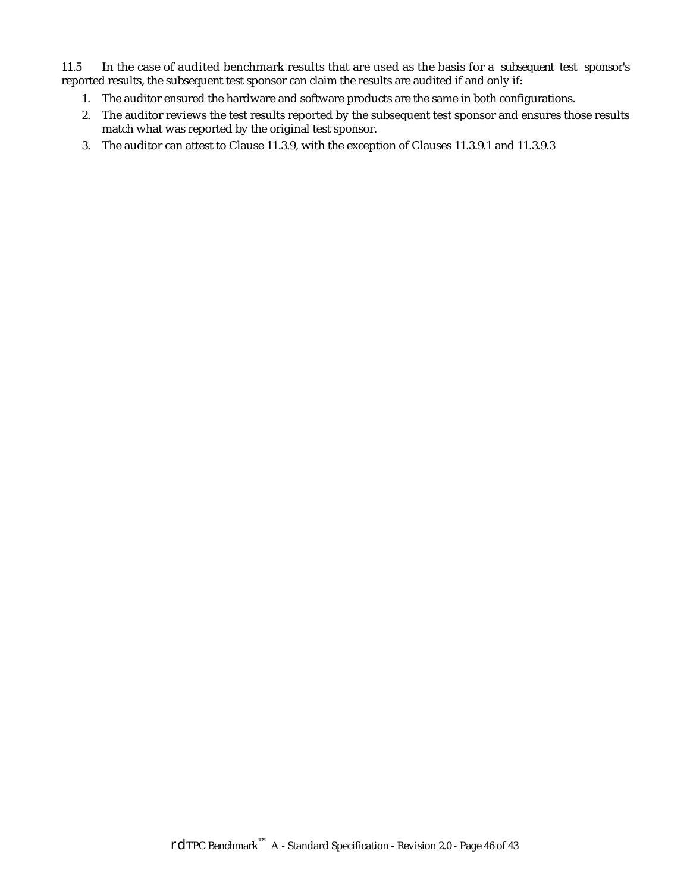11.5 In the case of audited benchmark results that are used as the basis for a *subsequent test sponsor's* reported results, the subsequent test sponsor can claim the results are audited if and only if:

1. The auditor ensured the hardware and software products are the same in both configurations.
2. The auditor reviews the test results reported by the subsequent test sponsor and ensures those results match what was reported by the original test sponsor.
3. The auditor can attest to Clause 11.3.9, with the exception of Clauses 11.3.9.1 and 11.3.9.3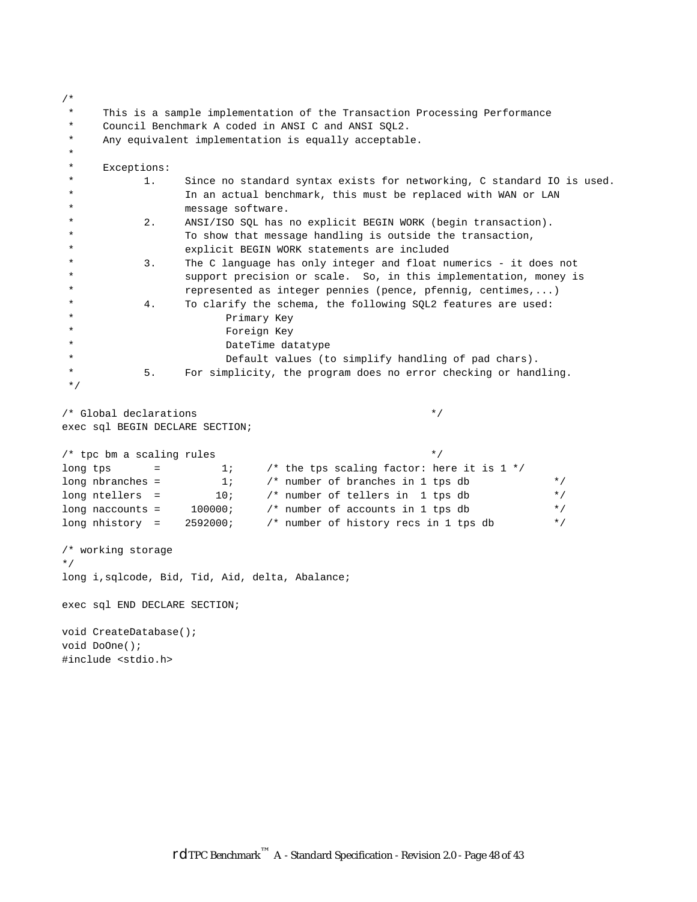```
/*
 *     This is a sample implementation of the Transaction Processing Performance
 *     Council Benchmark A coded in ANSI C and ANSI SQL2.
 *     Any equivalent implementation is equally acceptable.
 *
 *     Exceptions:
 *           1.     Since no standard syntax exists for networking, C standard IO is used.
 *                  In an actual benchmark, this must be replaced with WAN or LAN
 *                  message software.
 *           2.     ANSI/ISO SQL has no explicit BEGIN WORK (begin transaction).
 *                  To show that message handling is outside the transaction,
 *                  explicit BEGIN WORK statements are included
 *           3.     The C language has only integer and float numerics - it does not
 *                  support precision or scale.  So, in this implementation, money is
 *                  represented as integer pennies (pence, pfennig, centimes,...)
 *           4.     To clarify the schema, the following SQL2 features are used:
 *                        Primary Key
 *                        Foreign Key
 *                        DateTime datatype
 *                        Default values (to simplify handling of pad chars).
 *           5.     For simplicity, the program does no error checking or handling.
 */

/* Global declarations                                        */
exec sql BEGIN DECLARE SECTION;

/* tpc bm a scaling rules                                     */
long tps       =         1;     /* the tps scaling factor: here it is 1 */
long nbranches =         1;     /* number of branches in 1 tps db             */
long ntellers  =        10;     /* number of tellers in  1 tps db             */
long naccounts =    100000;     /* number of accounts in 1 tps db             */
long nhistory  =   2592000;     /* number of history recs in 1 tps db         */

/* working storage
*/
long i,sqlcode, Bid, Tid, Aid, delta, Abalance;

exec sql END DECLARE SECTION;

void CreateDatabase();
void DoOne();
#include <stdio.h>
```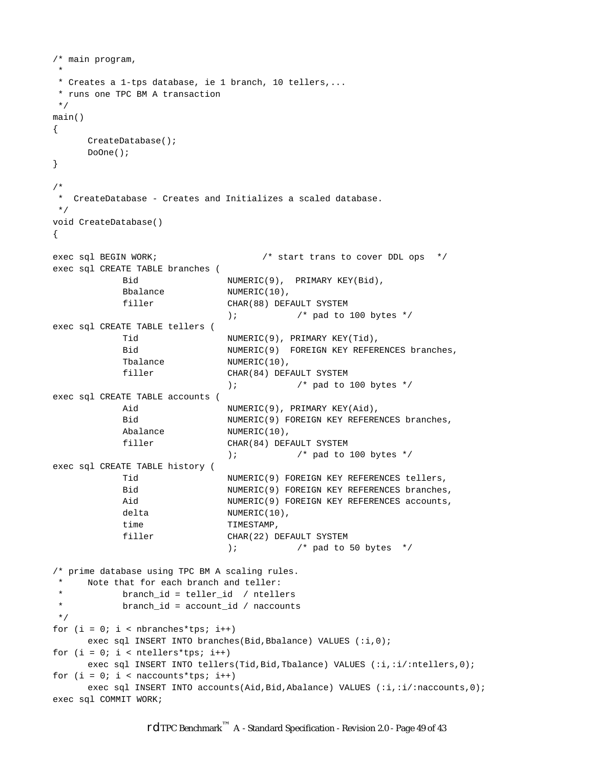```
/* main program,
 *
 * Creates a 1-tps database, ie 1 branch, 10 tellers,...
 * runs one TPC BM A transaction
 */
main()
{
      CreateDatabase();
      DoOne();
}

/*
 *  CreateDatabase - Creates and Initializes a scaled database.
 */
void CreateDatabase()
{

exec sql BEGIN WORK;                    /* start trans to cover DDL ops  */
exec sql CREATE TABLE branches (
             Bid                NUMERIC(9),  PRIMARY KEY(Bid),
             Bbalance           NUMERIC(10),
             filler             CHAR(88) DEFAULT SYSTEM
                                );           /* pad to 100 bytes */
exec sql CREATE TABLE tellers (
             Tid                NUMERIC(9), PRIMARY KEY(Tid),
             Bid                NUMERIC(9)  FOREIGN KEY REFERENCES branches,
             Tbalance           NUMERIC(10),
             filler             CHAR(84) DEFAULT SYSTEM
                                );           /* pad to 100 bytes */
exec sql CREATE TABLE accounts (
             Aid                NUMERIC(9), PRIMARY KEY(Aid),
             Bid                NUMERIC(9) FOREIGN KEY REFERENCES branches,
             Abalance           NUMERIC(10),
             filler             CHAR(84) DEFAULT SYSTEM
                                );           /* pad to 100 bytes */
exec sql CREATE TABLE history (
             Tid                NUMERIC(9) FOREIGN KEY REFERENCES tellers,
             Bid                NUMERIC(9) FOREIGN KEY REFERENCES branches,
             Aid                NUMERIC(9) FOREIGN KEY REFERENCES accounts,
             delta              NUMERIC(10),
             time               TIMESTAMP,
             filler             CHAR(22) DEFAULT SYSTEM
                                );           /* pad to 50 bytes  */

/* prime database using TPC BM A scaling rules.
 *     Note that for each branch and teller:
 *           branch_id = teller_id  / ntellers
 *           branch_id = account_id / naccounts
 */
for (i = 0; i < nbranches*tps; i++)
      exec sql INSERT INTO branches(Bid,Bbalance) VALUES (:i,0);
for (i = 0; i < ntellers*tps; i++)
      exec sql INSERT INTO tellers(Tid,Bid,Tbalance) VALUES (:i,:i/:ntellers,0);
for (i = 0; i < naccounts*tps; i++)
      exec sql INSERT INTO accounts(Aid,Bid,Abalance) VALUES (:i,:i/:naccounts,0);
exec sql COMMIT WORK;
```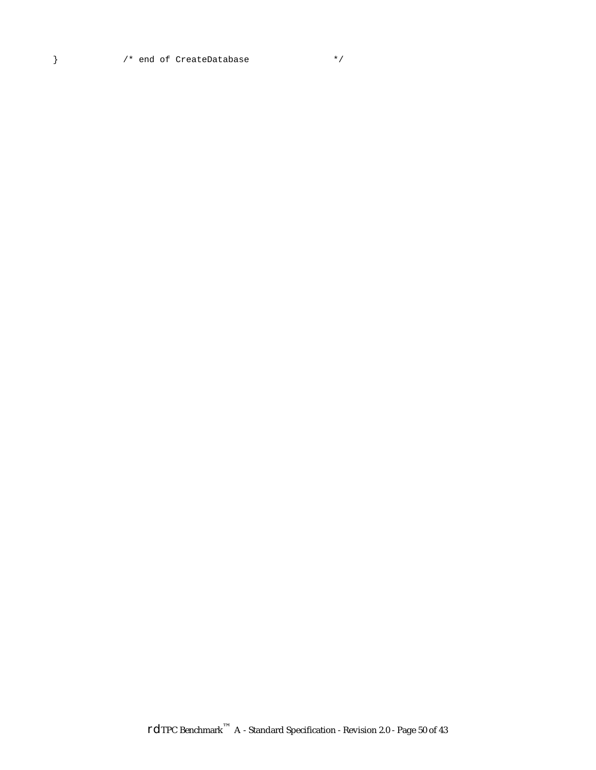```
}             /* end of CreateDatabase                */
```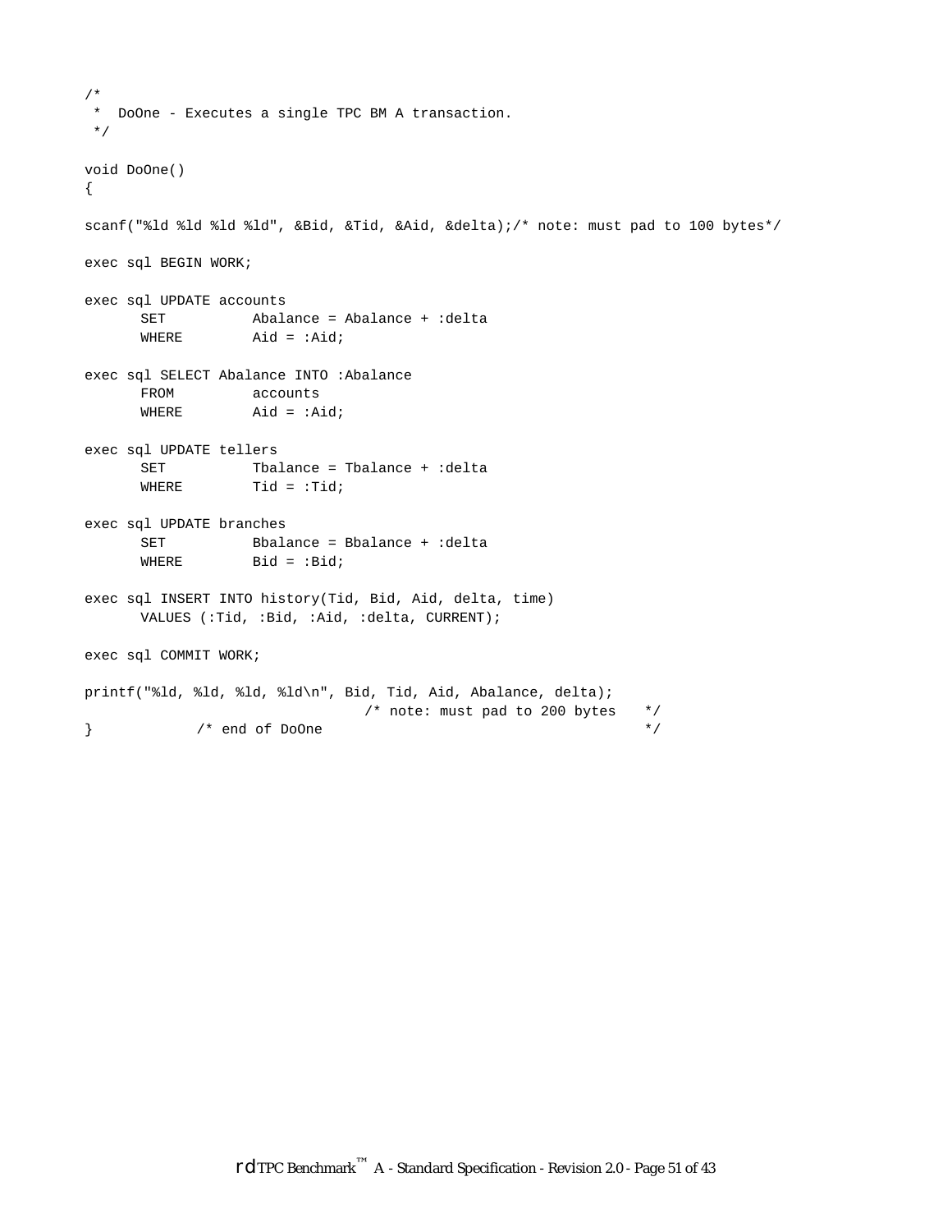```
/*
 *  DoOne - Executes a single TPC BM A transaction.
 */

void DoOne()
{

scanf("%ld %ld %ld %ld", &Bid, &Tid, &Aid, &delta);/* note: must pad to 100 bytes*/

exec sql BEGIN WORK;

exec sql UPDATE accounts
      SET          Abalance = Abalance + :delta
      WHERE        Aid = :Aid;

exec sql SELECT Abalance INTO :Abalance
      FROM         accounts
      WHERE        Aid = :Aid;

exec sql UPDATE tellers
      SET          Tbalance = Tbalance + :delta
      WHERE        Tid = :Tid;

exec sql UPDATE branches
      SET          Bbalance = Bbalance + :delta
      WHERE        Bid = :Bid;

exec sql INSERT INTO history(Tid, Bid, Aid, delta, time)
      VALUES (:Tid, :Bid, :Aid, :delta, CURRENT);

exec sql COMMIT WORK;

printf("%ld, %ld, %ld, %ld\n", Bid, Tid, Aid, Abalance, delta);
                                 /* note: must pad to 200 bytes   */
}            /* end of DoOne                                      */
```